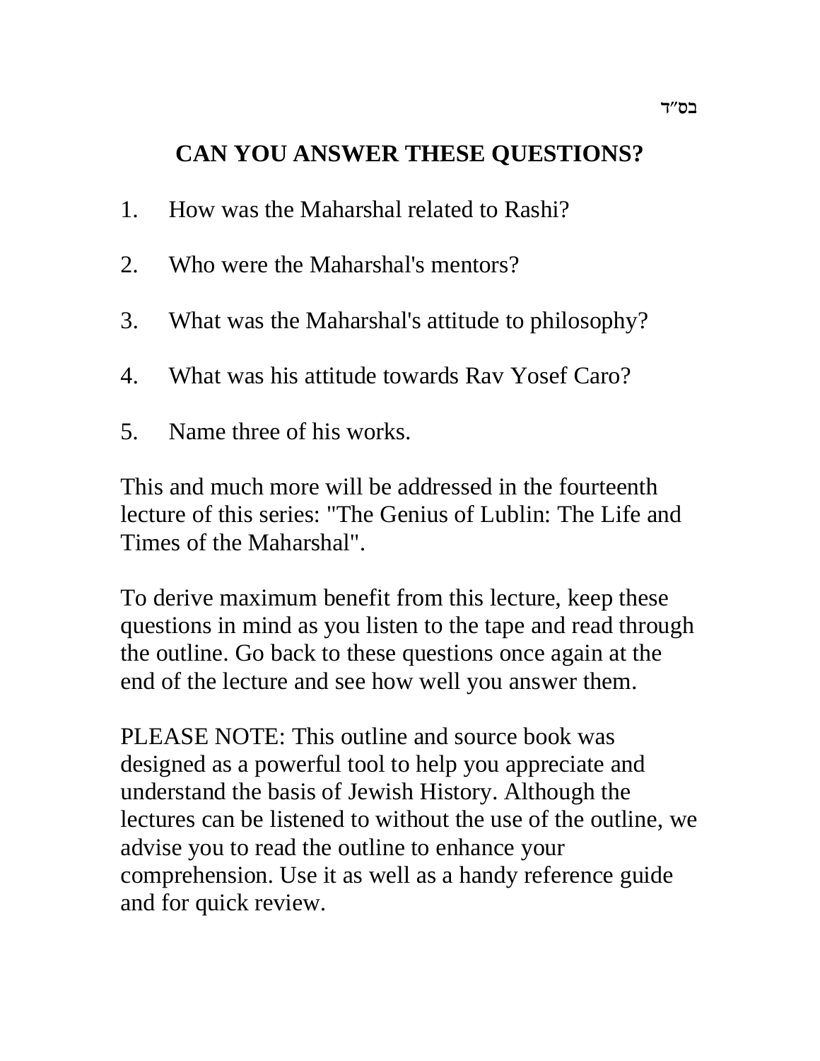בס״ד

# CAN YOU ANSWER THESE QUESTIONS?

1. How was the Maharshal related to Rashi?

2. Who were the Maharshal's mentors?

3. What was the Maharshal's attitude to philosophy?

4. What was his attitude towards Rav Yosef Caro?

5. Name three of his works.

This and much more will be addressed in the fourteenth lecture of this series: "The Genius of Lublin: The Life and Times of the Maharshal".

To derive maximum benefit from this lecture, keep these questions in mind as you listen to the tape and read through the outline. Go back to these questions once again at the end of the lecture and see how well you answer them.

PLEASE NOTE: This outline and source book was designed as a powerful tool to help you appreciate and understand the basis of Jewish History. Although the lectures can be listened to without the use of the outline, we advise you to read the outline to enhance your comprehension. Use it as well as a handy reference guide and for quick review.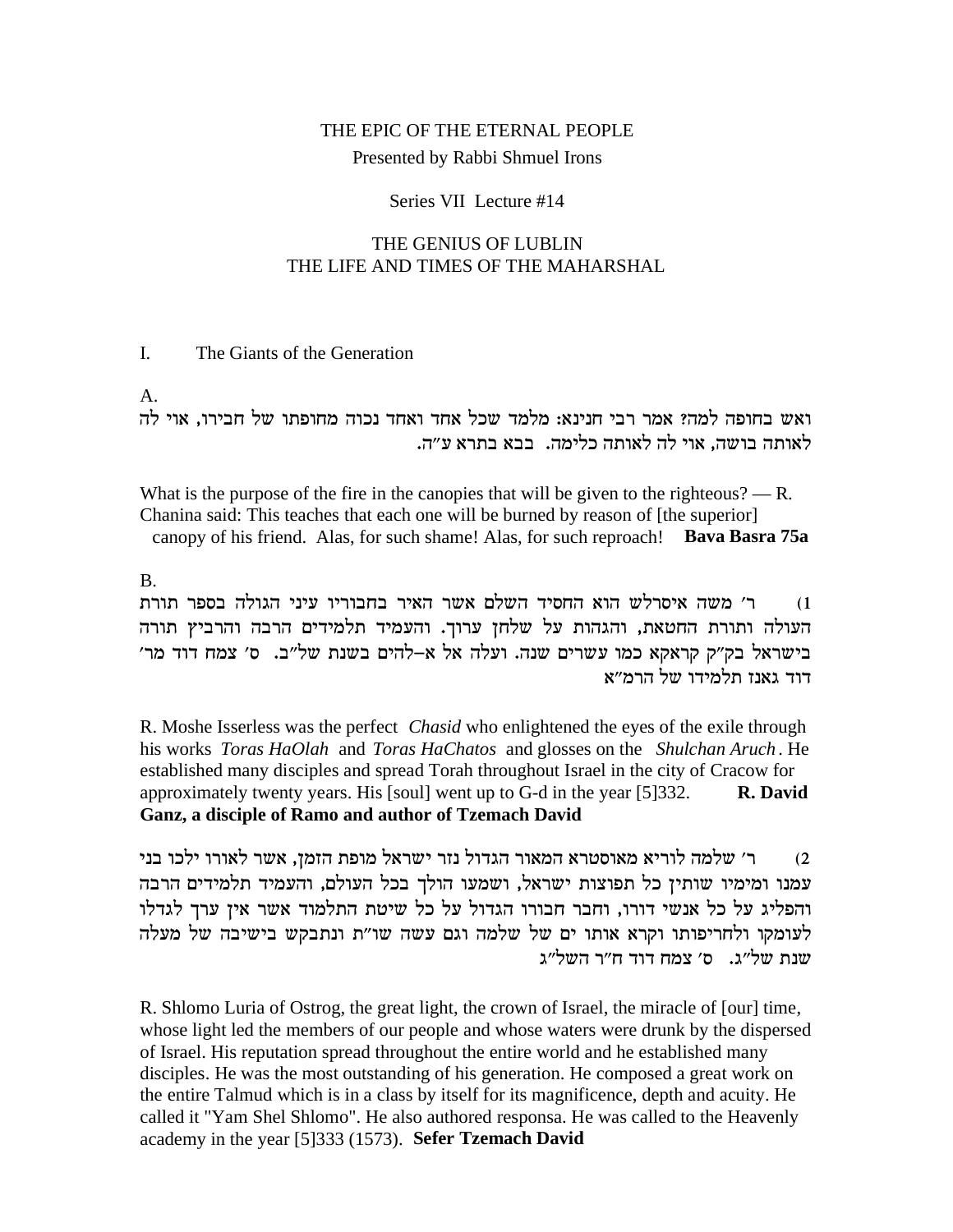THE EPIC OF THE ETERNAL PEOPLE

Presented by Rabbi Shmuel Irons

Series VII Lecture #14

# THE GENIUS OF LUBLIN
# THE LIFE AND TIMES OF THE MAHARSHAL

## I. The Giants of the Generation

A.

ואש בחופה למה? אמר רבי חנינא: מלמד שכל אחד ואחד נכוה מחופתו של חבירו, אוי לה לאותה בושה, אוי לה לאותה כלימה. בבא בתרא ע"ה.

What is the purpose of the fire in the canopies that will be given to the righteous? — R. Chanina said: This teaches that each one will be burned by reason of [the superior] canopy of his friend. Alas, for such shame! Alas, for such reproach! **Bava Basra 75a**

B.

1) ר' משה איסרלש הוא החסיד השלם אשר האיר בחבוריו עיני הגולה בספר תורת העולה ותורת החטאת, והגהות על שלחן ערוך. והעמיד תלמידים הרבה והרביץ תורה בישראל בק"ק קראקא כמו עשרים שנה. ועלה אל א–להים בשנת של"ב. ס' צמח דוד מר' דוד גאנז תלמידו של הרמ"א

R. Moshe Isserless was the perfect *Chasid* who enlightened the eyes of the exile through his works *Toras HaOlah* and *Toras HaChatos* and glosses on the *Shulchan Aruch*. He established many disciples and spread Torah throughout Israel in the city of Cracow for approximately twenty years. His [soul] went up to G-d in the year [5]332. **R. David Ganz, a disciple of Ramo and author of Tzemach David**

2) ר' שלמה לוריא מאוסטרא המאור הגדול נזר ישראל מופת הזמן, אשר לאורו ילכו בני עמנו ומימיו שותין כל תפוצות ישראל, ושמעו הולך בכל העולם, והעמיד תלמידים הרבה והפליג על כל אנשי דורו, וחבר חבורו הגדול על כל שיטת התלמוד אשר אין ערך לגדלו לעומקו ולחריפותו וקרא אותו ים של שלמה וגם עשה שו"ת ונתבקש בישיבה של מעלה שנת של"ג. ס' צמח דוד ח"ר השל"ג

R. Shlomo Luria of Ostrog, the great light, the crown of Israel, the miracle of [our] time, whose light led the members of our people and whose waters were drunk by the dispersed of Israel. His reputation spread throughout the entire world and he established many disciples. He was the most outstanding of his generation. He composed a great work on the entire Talmud which is in a class by itself for its magnificence, depth and acuity. He called it "Yam Shel Shlomo". He also authored responsa. He was called to the Heavenly academy in the year [5]333 (1573). **Sefer Tzemach David**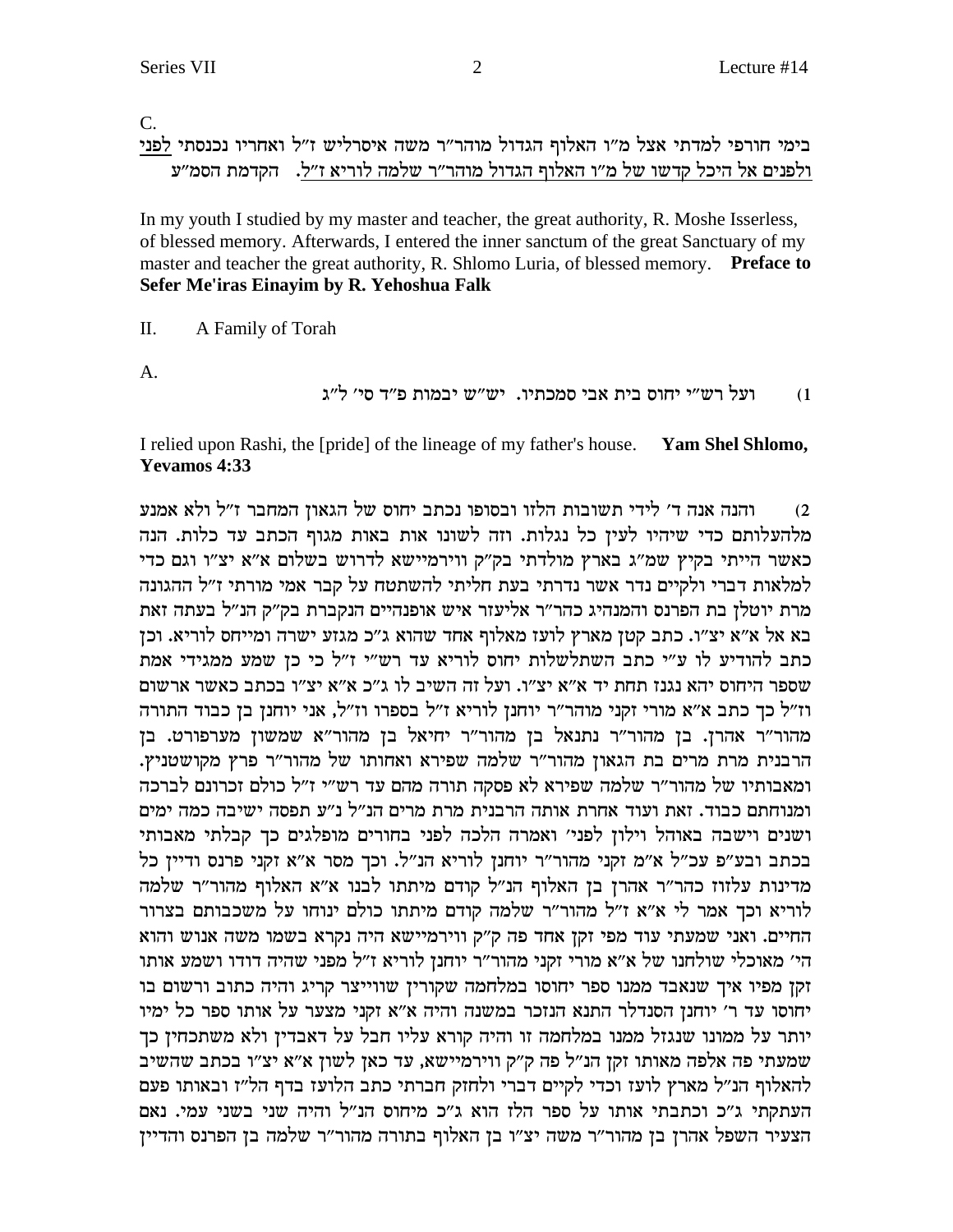C.

בימי חורפי למדתי אצל מ"ו האלוף הגדול מוהר"ר משה איסרליש ז"ל ואחריו נכנסתי לפני ולפנים אל היכל קדשו של מ"ו האלוף הגדול מוהר"ר שלמה לוריא ז"ל. הקדמת הסמ"ע

In my youth I studied by my master and teacher, the great authority, R. Moshe Isserless, of blessed memory. Afterwards, I entered the inner sanctum of the great Sanctuary of my master and teacher the great authority, R. Shlomo Luria, of blessed memory. **Preface to Sefer Me'iras Einayim by R. Yehoshua Falk**

II. A Family of Torah

A.

1) ועל רש"י יחוס בית אבי סמכתיו. יש"ש יבמות פ"ד סי' ל"ג

I relied upon Rashi, the [pride] of the lineage of my father's house. **Yam Shel Shlomo, Yevamos 4:33**

2) והנה אנה ד' לידי תשובות הלזו ובסופו נכתב יחוס של הגאון המחבר ז"ל ולא אמנע מלהעלותם כדי שיהיו לעין כל נגלות. וזה לשונו אות באות מגוף הכתב עד כלות. הנה כאשר הייתי בקיץ שמ"ג בארץ מולדתי בק"ק ווירמיישא לדרוש בשלום א"א יצ"ו וגם כדי למלאות דברי ולקיים נדר אשר נדרתי בעת חליתי להשתטח על קבר אמי מורתי ז"ל ההגונה מרת יוטלן בת הפרנס והמנהיג כהר"ר אליעזר איש אופנהיים הנקברת בק"ק הנ"ל בעתה זאת בא אל א"א יצ"ו. כתב קטן מארץ לועז מאלוף אחד שהוא ג"כ מגזע ישרה ומייחס לוריא. וכן כתב להודיע לו ע"י כתב השתלשלות יחוס לוריא עד רש"י ז"ל כי כן שמע ממגידי אמת שספר היחוס יהא נגנז תחת יד א"א יצ"ו. ועל זה השיב לו ג"כ א"א יצ"ו בכתב כאשר ארשום וז"ל כך כתב א"א מורי זקני מוהר"ר יוחנן לוריא ז"ל בספרו וז"ל, אני יוחנן בן כבוד התורה מהור"ר אהרן. בן מהור"ר נתנאל בן מהור"ר יחיאל בן מהור"א שמשון מערפורט. בן הרבנית מרת מרים בת הגאון מהור"ר שלמה שפירא ואחותו של מהור"ר פרץ מקושטניץ. ומאבותיו של מהור"ר שלמה שפירא לא פסקה תורה מהם עד רש"י ז"ל כולם זכרונם לברכה ומנוחתם כבוד. זאת ועוד אחרת אותה הרבנית מרת מרים הנ"ל נ"ע תפסה ישיבה כמה ימים ושנים וישבה באוהל וילון לפני' ואמרה הלכה לפני בחורים מופלגים כך קבלתי מאבותי בכתב ובע"פ עכ"ל א"מ זקני מהור"ר יוחנן לוריא הנ"ל. וכך מסר א"א זקני פרנס ודיין כל מדינות עלזוז כהר"ר אהרן בן האלוף הנ"ל קודם מיתתו לבנו א"א האלוף מהור"ר שלמה לוריא וכך אמר לי א"א ז"ל מהור"ר שלמה קודם מיתתו כולם ינוחו על משכבותם בצרור החיים. ואני שמעתי עוד מפי זקן אחד פה ק"ק ווירמיישא היה נקרא בשמו משה אנוש והוא הי' מאוכלי שולחנו של א"א מורי זקני מהור"ר יוחנן לוריא ז"ל מפני שהיה דודו ושמע אותו זקן מפיו איך שנאבד ממנו ספר יחוסו במלחמה שקורין שווייצר קריג והיה כתוב ורשום בו יחוסו עד ר' יוחנן הסנדלר התנא הנזכר במשנה והיה א"א זקני מצער על אותו ספר כל ימיו יותר על ממונו שנגזל ממנו במלחמה זו והיה קורא עליו חבל על דאבדין ולא משתכחין כך שמעתי פה אלפה מאותו זקן הנ"ל פה ק"ק ווירמיישא, עד כאן לשון א"א יצ"ו בכתב שהשיב להאלוף הנ"ל מארץ לועז וכדי לקיים דברי ולחזק חברתי כתב הלועז בדף הל"ז ובאותו פעם העתקתי ג"כ וכתבתי אותו על ספר הלז הוא ג"כ מיחוס הנ"ל והיה שני בשני עמי. נאם הצעיר השפל אהרן בן מהור"ר משה יצ"ו בן האלוף בתורה מהור"ר שלמה בן הפרנס והדיין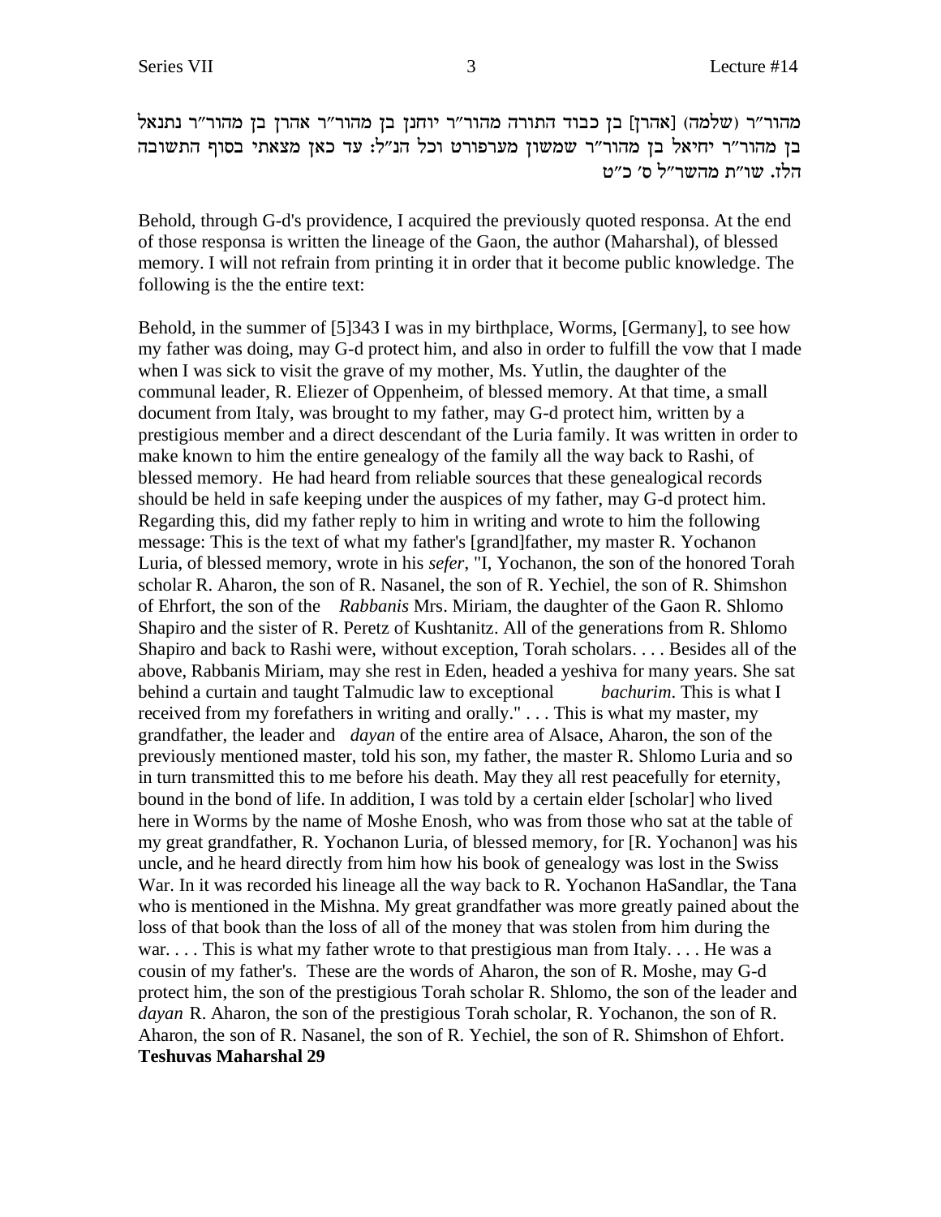מהור"ר (שלמה) [אהרן] בן כבוד התורה מהור"ר יוחנן בן מהור"ר אהרן בן מהור"ר נתנאל בן מהור"ר יחיאל בן מהור"ר שמשון מערפורט וכל הנ"ל: עד כאן מצאתי בסוף התשובה הלז. שו"ת מהשר"ל ס' כ"ט

Behold, through G-d's providence, I acquired the previously quoted responsa. At the end of those responsa is written the lineage of the Gaon, the author (Maharshal), of blessed memory. I will not refrain from printing it in order that it become public knowledge. The following is the the entire text:

Behold, in the summer of [5]343 I was in my birthplace, Worms, [Germany], to see how my father was doing, may G-d protect him, and also in order to fulfill the vow that I made when I was sick to visit the grave of my mother, Ms. Yutlin, the daughter of the communal leader, R. Eliezer of Oppenheim, of blessed memory. At that time, a small document from Italy, was brought to my father, may G-d protect him, written by a prestigious member and a direct descendant of the Luria family. It was written in order to make known to him the entire genealogy of the family all the way back to Rashi, of blessed memory. He had heard from reliable sources that these genealogical records should be held in safe keeping under the auspices of my father, may G-d protect him. Regarding this, did my father reply to him in writing and wrote to him the following message: This is the text of what my father's [grand]father, my master R. Yochanon Luria, of blessed memory, wrote in his *sefer*, "I, Yochanon, the son of the honored Torah scholar R. Aharon, the son of R. Nasanel, the son of R. Yechiel, the son of R. Shimshon of Ehrfort, the son of the *Rabbanis* Mrs. Miriam, the daughter of the Gaon R. Shlomo Shapiro and the sister of R. Peretz of Kushtanitz. All of the generations from R. Shlomo Shapiro and back to Rashi were, without exception, Torah scholars. . . . Besides all of the above, Rabbanis Miriam, may she rest in Eden, headed a yeshiva for many years. She sat behind a curtain and taught Talmudic law to exceptional *bachurim*. This is what I received from my forefathers in writing and orally." . . . This is what my master, my grandfather, the leader and *dayan* of the entire area of Alsace, Aharon, the son of the previously mentioned master, told his son, my father, the master R. Shlomo Luria and so in turn transmitted this to me before his death. May they all rest peacefully for eternity, bound in the bond of life. In addition, I was told by a certain elder [scholar] who lived here in Worms by the name of Moshe Enosh, who was from those who sat at the table of my great grandfather, R. Yochanon Luria, of blessed memory, for [R. Yochanon] was his uncle, and he heard directly from him how his book of genealogy was lost in the Swiss War. In it was recorded his lineage all the way back to R. Yochanon HaSandlar, the Tana who is mentioned in the Mishna. My great grandfather was more greatly pained about the loss of that book than the loss of all of the money that was stolen from him during the war. . . . This is what my father wrote to that prestigious man from Italy. . . . He was a cousin of my father's. These are the words of Aharon, the son of R. Moshe, may G-d protect him, the son of the prestigious Torah scholar R. Shlomo, the son of the leader and *dayan* R. Aharon, the son of the prestigious Torah scholar, R. Yochanon, the son of R. Aharon, the son of R. Nasanel, the son of R. Yechiel, the son of R. Shimshon of Ehfort.
**Teshuvas Maharshal 29**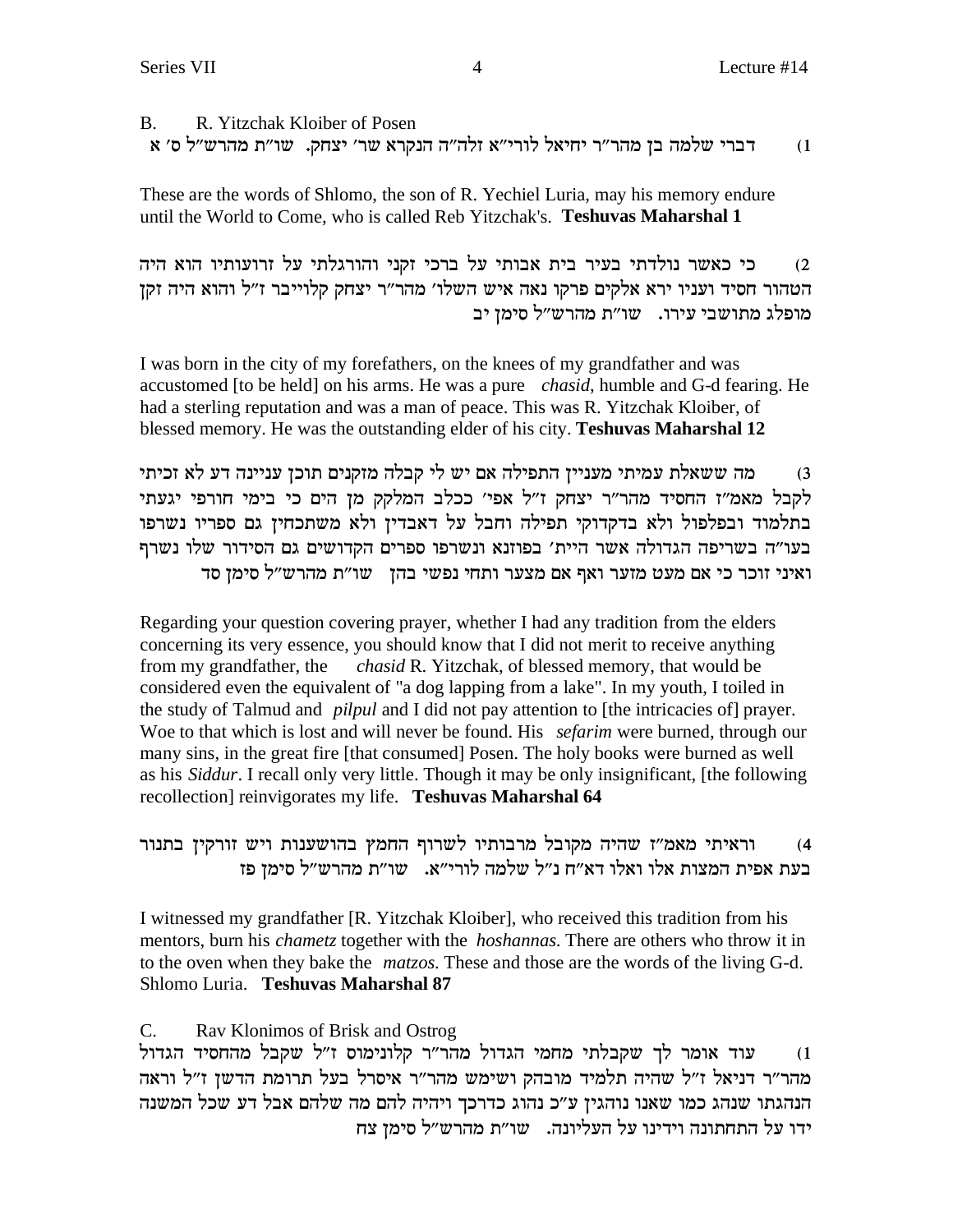B. R. Yitzchak Kloiber of Posen

1) דברי שלמה בן מהר"ר יחיאל לורי"א זלה"ה הנקרא שר' יצחק. שו"ת מהרש"ל ס' א

These are the words of Shlomo, the son of R. Yechiel Luria, may his memory endure until the World to Come, who is called Reb Yitzchak's. **Teshuvas Maharshal 1**

2) כי כאשר נולדתי בעיר בית אבותי על ברכי זקני והורגלתי על זרועותיו הוא היה הטהור חסיד ועניו ירא אלקים פרקו נאה איש השלו' מהר"ר יצחק קלוייבר ז"ל והוא היה זקן מופלג מתושבי עירו. שו"ת מהרש"ל סימן יב

I was born in the city of my forefathers, on the knees of my grandfather and was accustomed [to be held] on his arms. He was a pure *chasid*, humble and G-d fearing. He had a sterling reputation and was a man of peace. This was R. Yitzchak Kloiber, of blessed memory. He was the outstanding elder of his city. **Teshuvas Maharshal 12**

3) מה ששאלת עמיתי מעניין התפילה אם יש לי קבלה מזקנים תוכן עניינה דע לא זכיתי לקבל מאמ"ז החסיד מהר"ר יצחק ז"ל אפי' ככלב המלקק מן הים כי בימי חורפי יגעתי בתלמוד ובפלפול ולא בדקדוקי תפילה וחבל על דאבדין ולא משתכחין גם ספריו נשרפו בעו"ה בשריפה הגדולה אשר היית' בפוזנא ונשרפו ספרים הקדושים גם הסידור שלו נשרף ואיני זוכר כי אם מעט מזער ואף אם מצער ותחי נפשי בהן שו"ת מהרש"ל סימן סד

Regarding your question covering prayer, whether I had any tradition from the elders concerning its very essence, you should know that I did not merit to receive anything from my grandfather, the *chasid* R. Yitzchak, of blessed memory, that would be considered even the equivalent of "a dog lapping from a lake". In my youth, I toiled in the study of Talmud and *pilpul* and I did not pay attention to [the intricacies of] prayer. Woe to that which is lost and will never be found. His *sefarim* were burned, through our many sins, in the great fire [that consumed] Posen. The holy books were burned as well as his *Siddur*. I recall only very little. Though it may be only insignificant, [the following recollection] reinvigorates my life. **Teshuvas Maharshal 64**

4) וראיתי מאמ"ז שהיה מקובל מרבותיו לשרוף החמץ בהושענות ויש זורקין בתנור בעת אפית המצות אלו ואלו דא"ח נ"ל שלמה לורי"א. שו"ת מהרש"ל סימן פז

I witnessed my grandfather [R. Yitzchak Kloiber], who received this tradition from his mentors, burn his *chametz* together with the *hoshannas*. There are others who throw it in to the oven when they bake the *matzos*. These and those are the words of the living G-d. Shlomo Luria. **Teshuvas Maharshal 87**

C. Rav Klonimos of Brisk and Ostrog

1) עוד אומר לך שקבלתי מחמי הגדול מהר"ר קלונימוס ז"ל שקבל מהחסיד הגדול מהר"ר דניאל ז"ל שהיה תלמיד מובהק ושימש מהר"ר איסרל בעל תרומת הדשן ז"ל וראה הנהגתו שנהג כמו שאנו נוהגין ע"כ נהוג כדרכך ויהיה להם מה שלהם אבל דע שכל המשנה ידו על התחתונה וידינו על העליונה. שו"ת מהרש"ל סימן צח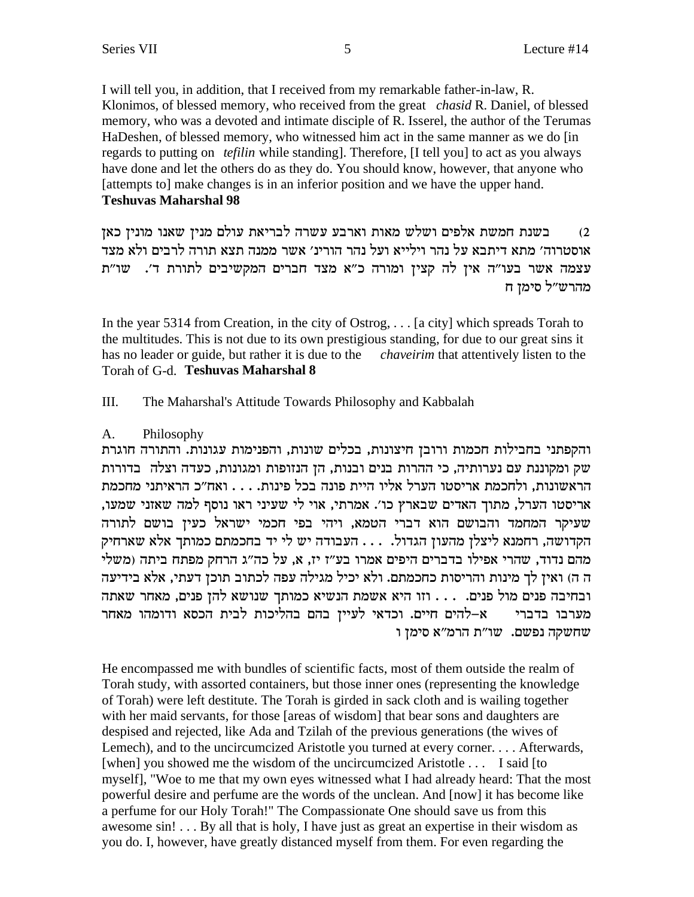I will tell you, in addition, that I received from my remarkable father-in-law, R. Klonimos, of blessed memory, who received from the great *chasid* R. Daniel, of blessed memory, who was a devoted and intimate disciple of R. Isserel, the author of the Terumas HaDeshen, of blessed memory, who witnessed him act in the same manner as we do [in regards to putting on *tefilin* while standing]. Therefore, [I tell you] to act as you always have done and let the others do as they do. You should know, however, that anyone who [attempts to] make changes is in an inferior position and we have the upper hand.
**Teshuvas Maharshal 98**

2) בשנת חמשת אלפים ושלש מאות וארבע עשרה לבריאת עולם מנין שאנו מונין כאן אוסטרוה׳ מתא דיתבא על נהר ויליא ועל נהר הורינ׳ אשר ממנה תצא תורה לרבים ולא מצד עצמה אשר בעו״ה אין לה קצין ומורה כ״א מצד חברים המקשיבים לתורת ד׳. שו״ת מהרש״ל סימן ח

In the year 5314 from Creation, in the city of Ostrog, . . . [a city] which spreads Torah to the multitudes. This is not due to its own prestigious standing, for due to our great sins it has no leader or guide, but rather it is due to the *chaveirim* that attentively listen to the Torah of G-d. **Teshuvas Maharshal 8**

III. The Maharshal's Attitude Towards Philosophy and Kabbalah

A. Philosophy

והקפתני בחבילות חכמות ורובן חיצונות, בכלים שונות, והפנימות עגונות. והתורה חוגרת שק ומקוננת עם נערותיה, כי ההרות בנים ובנות, הן הנזופות ומגונות, כעדה וצלה בדורות הראשונות, ולחכמת אריסטו הערל אליו היית פונה בכל פינות. . . . ואח״כ הראיתני מחכמת אריסטו הערל, מתוך האדם שבארץ כו׳. אמרתי, אוי לי שעיני ראו נוסף למה שאזני שמעו, שעיקר המחמד והבושם הוא דברי הטמא, ויהי בפי חכמי ישראל כעין בושם לתורה הקדושה, רחמנא ליצלן מהעון הגדול. . . . העבודה יש לי יד בחכמתם כמותך אלא שארחיק מהם נדוד, שהרי אפילו בדברים היפים אמרו בע״ז יז, א, על כה״ג הרחק מפתח ביתה (משלי ה ה) ואין לך מינות והריסות כחכמתם. ולא יכיל מגילה עפה לכתוב תוכן דעתי, אלא בידיעה ובחיבה פנים מול פנים. . . . וזו היא אשמת הנשיא כמותך שנושא להן פנים, מאחר שאתה מערבו בדברי א–להים חיים. וכדאי לעיין בהם בהליכות לבית הכסא ודומהו מאחר שחשקה נפשם. שו״ת הרמ״א סימן ו

He encompassed me with bundles of scientific facts, most of them outside the realm of Torah study, with assorted containers, but those inner ones (representing the knowledge of Torah) were left destitute. The Torah is girded in sack cloth and is wailing together with her maid servants, for those [areas of wisdom] that bear sons and daughters are despised and rejected, like Ada and Tzilah of the previous generations (the wives of Lemech), and to the uncircumcized Aristotle you turned at every corner. . . . Afterwards, [when] you showed me the wisdom of the uncircumcized Aristotle . . . I said [to myself], "Woe to me that my own eyes witnessed what I had already heard: That the most powerful desire and perfume are the words of the unclean. And [now] it has become like a perfume for our Holy Torah!" The Compassionate One should save us from this awesome sin! . . . By all that is holy, I have just as great an expertise in their wisdom as you do. I, however, have greatly distanced myself from them. For even regarding the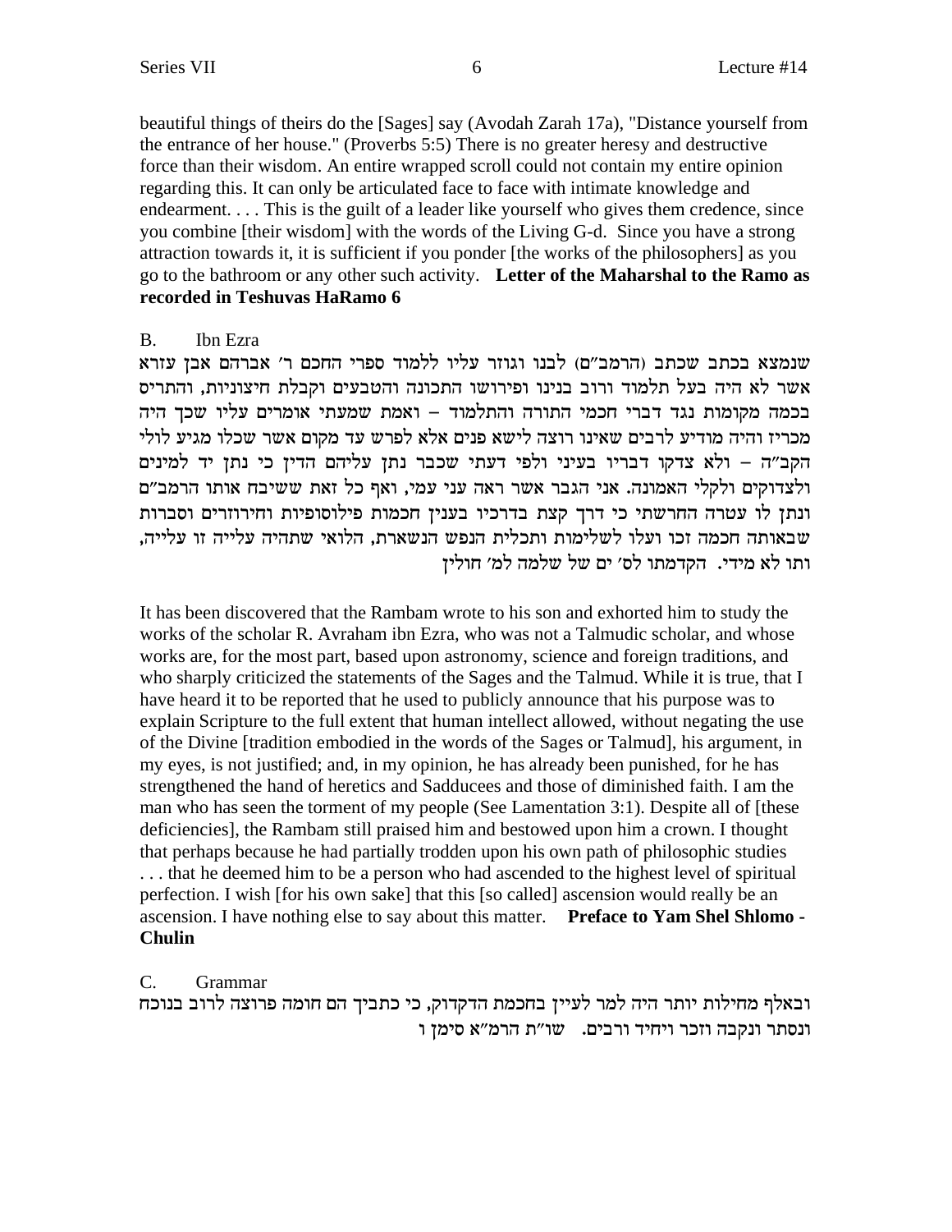beautiful things of theirs do the [Sages] say (Avodah Zarah 17a), "Distance yourself from the entrance of her house." (Proverbs 5:5) There is no greater heresy and destructive force than their wisdom. An entire wrapped scroll could not contain my entire opinion regarding this. It can only be articulated face to face with intimate knowledge and endearment. . . . This is the guilt of a leader like yourself who gives them credence, since you combine [their wisdom] with the words of the Living G-d. Since you have a strong attraction towards it, it is sufficient if you ponder [the works of the philosophers] as you go to the bathroom or any other such activity. **Letter of the Maharshal to the Ramo as recorded in Teshuvas HaRamo 6**

B. Ibn Ezra

שנמצא בכתב שכתב (הרמב״ם) לבנו וגוזר עליו ללמוד ספרי החכם ר׳ אברהם אבן עזרא אשר לא היה בעל תלמוד ורוב בנינו ופירושו התכונה והטבעים וקבלת חיצוניות, והתריס בכמה מקומות נגד דברי חכמי התורה והתלמוד – ואמת שמעתי אומרים עליו שכך היה מכריז והיה מודיע לרבים שאינו רוצה לישא פנים אלא לפרש עד מקום אשר שכלו מגיע לולי הקבה״ה – ולא צדקו דבריו בעיני ולפי דעתי שכבר נתן עליהם הדין כי נתן יד למינים ולצדוקים ולקלי האמונה. אני הגבר אשר ראה עני עמי, ואף כל זאת ששיבח אותו הרמב״ם ונתן לו עטרה החרשתי כי דרך קצת בדרכיו בענין חכמות פילוסופיות וחירוזרים וסברות שבאותה חכמה זכו ועלו לשלימות ותכלית הנפש הנשארת, הלואי שתהיה עלייה זו עלייה, ותו לא מידי. הקדמתו לס׳ ים של שלמה למ׳ חולין

It has been discovered that the Rambam wrote to his son and exhorted him to study the works of the scholar R. Avraham ibn Ezra, who was not a Talmudic scholar, and whose works are, for the most part, based upon astronomy, science and foreign traditions, and who sharply criticized the statements of the Sages and the Talmud. While it is true, that I have heard it to be reported that he used to publicly announce that his purpose was to explain Scripture to the full extent that human intellect allowed, without negating the use of the Divine [tradition embodied in the words of the Sages or Talmud], his argument, in my eyes, is not justified; and, in my opinion, he has already been punished, for he has strengthened the hand of heretics and Sadducees and those of diminished faith. I am the man who has seen the torment of my people (See Lamentation 3:1). Despite all of [these deficiencies], the Rambam still praised him and bestowed upon him a crown. I thought that perhaps because he had partially trodden upon his own path of philosophic studies . . . that he deemed him to be a person who had ascended to the highest level of spiritual perfection. I wish [for his own sake] that this [so called] ascension would really be an ascension. I have nothing else to say about this matter. **Preface to Yam Shel Shlomo - Chulin**

C. Grammar

ובאלף מחילות יותר היה למר לעיין בחכמת הדקדוק, כי כתביך הם חומה פרוצה לרוב בנוכח ונסתר ונקבה וזכר ויחיד ורבים. שו״ת הרמ״א סימן ו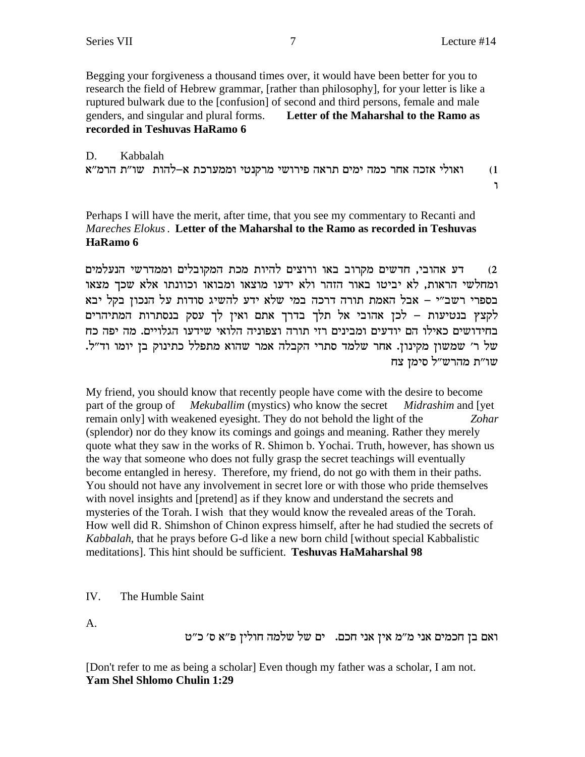Begging your forgiveness a thousand times over, it would have been better for you to research the field of Hebrew grammar, [rather than philosophy], for your letter is like a ruptured bulwark due to the [confusion] of second and third persons, female and male genders, and singular and plural forms. **Letter of the Maharshal to the Ramo as recorded in Teshuvas HaRamo 6**

D. Kabbalah

1) ואולי אזכה אחר כמה ימים תראה פירושי מרקנטי וממערכת א–להות שו"ת הרמ"א ו

Perhaps I will have the merit, after time, that you see my commentary to Recanti and *Mareches Elokus*. **Letter of the Maharshal to the Ramo as recorded in Teshuvas HaRamo 6**

2) דע אהובי, חדשים מקרוב באו ורוצים להיות מכת המקובלים וממדרשי הנעלמים ומחלשי הראות, לא יביטו באור הזהר ולא ידעו מוצאו ומבואו וכוונתו אלא שכך מצאו בספרי רשב"י – אבל האמת תורה דרכה במי שלא ידע להשיג סודות על הנכון בקל יבא לקצץ בנטיעות – לכן אהובי אל תלך בדרך אתם ואין לך עסק בנסתרות המתיהרים בחידושים כאילו הם יודעים ומבינים רזי תורה וצפוניה הלואי שידעו הגלויים. מה יפה כח של ר' שמשון מקינון. אחר שלמד סתרי הקבלה אמר שהוא מתפלל כתינוק בן יומו וד"ל. שו"ת מהרש"ל סימן צח

My friend, you should know that recently people have come with the desire to become part of the group of *Mekuballim* (mystics) who know the secret *Midrashim* and [yet remain only] with weakened eyesight. They do not behold the light of the *Zohar* (splendor) nor do they know its comings and goings and meaning. Rather they merely quote what they saw in the works of R. Shimon b. Yochai. Truth, however, has shown us the way that someone who does not fully grasp the secret teachings will eventually become entangled in heresy. Therefore, my friend, do not go with them in their paths. You should not have any involvement in secret lore or with those who pride themselves with novel insights and [pretend] as if they know and understand the secrets and mysteries of the Torah. I wish that they would know the revealed areas of the Torah. How well did R. Shimshon of Chinon express himself, after he had studied the secrets of *Kabbalah*, that he prays before G-d like a new born child [without special Kabbalistic meditations]. This hint should be sufficient. **Teshuvas HaMaharshal 98**

IV. The Humble Saint

A.

ואם בן חכמים אני מ"מ אין אני חכם. ים של שלמה חולין פ"א ס' כ"ט

[Don't refer to me as being a scholar] Even though my father was a scholar, I am not. **Yam Shel Shlomo Chulin 1:29**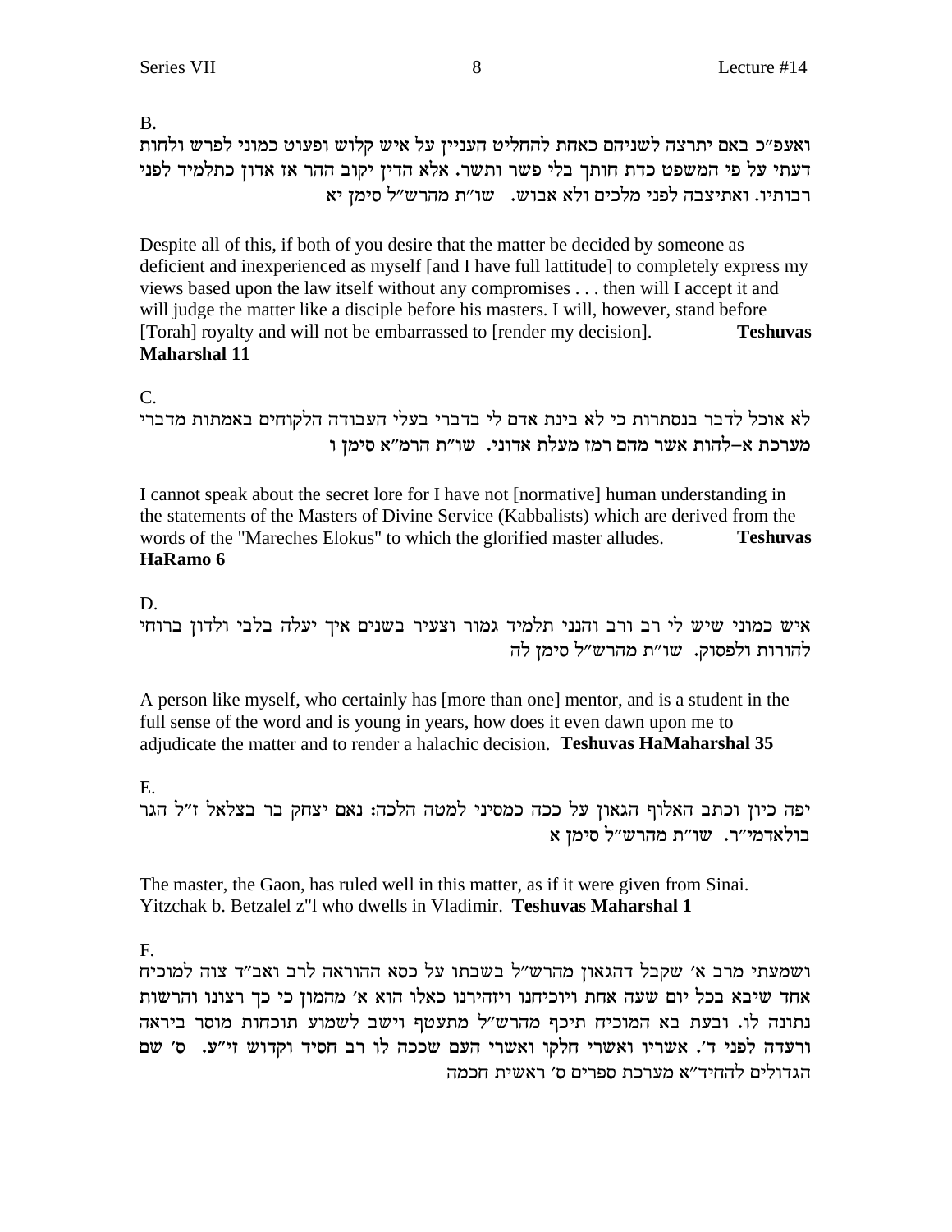B.

ואעפ"כ באם יתרצה לשניהם כאחת להחליט העניין על איש קלוש ופעוט כמוני לפרש ולחות דעתי על פי המשפט כדת חותך בלי פשר ותשר. אלא הדין יקוב ההר אז אדון כתלמיד לפני רבותיו. ואתיצבה לפני מלכים ולא אבוש. שו"ת מהרש"ל סימן יא

Despite all of this, if both of you desire that the matter be decided by someone as deficient and inexperienced as myself [and I have full lattitude] to completely express my views based upon the law itself without any compromises . . . then will I accept it and will judge the matter like a disciple before his masters. I will, however, stand before [Torah] royalty and will not be embarrassed to [render my decision]. **Teshuvas Maharshal 11**

C.

לא אוכל לדבר בנסתרות כי לא בינת אדם לי בדברי בעלי העבודה הלקוחים באמתות מדברי מערכת א-להות אשר מהם רמז מעלת אדוני. שו"ת הרמ"א סימן ו

I cannot speak about the secret lore for I have not [normative] human understanding in the statements of the Masters of Divine Service (Kabbalists) which are derived from the words of the "Mareches Elokus" to which the glorified master alludes. **Teshuvas HaRamo 6**

D.

איש כמוני שיש לי רב ורב והנני תלמיד גמור וצעיר בשנים איך יעלה בלבי ולדון ברוחי להורות ולפסוק. שו"ת מהרש"ל סימן לה

A person like myself, who certainly has [more than one] mentor, and is a student in the full sense of the word and is young in years, how does it even dawn upon me to adjudicate the matter and to render a halachic decision. **Teshuvas HaMaharshal 35**

E.

יפה כיון וכתב האלוף הגאון על ככה כמסיני למטה הלכה: נאם יצחק בר בצלאל ז"ל הגר בולאדמי"ר. שו"ת מהרש"ל סימן א

The master, the Gaon, has ruled well in this matter, as if it were given from Sinai. Yitzchak b. Betzalel z"l who dwells in Vladimir. **Teshuvas Maharshal 1**

F.

ושמעתי מרב א' שקבל דהגאון מהרש"ל בשבתו על כסא ההוראה לרב ואב"ד צוה למוכיח אחד שיבא בכל יום שעה אחת ויוכיחנו ויזהירנו כאלו הוא א' מהמון כי כך רצונו והרשות נתונה לו. ובעת בא המוכיח תיכף מהרש"ל מתעטף וישב לשמוע תוכחות מוסר ביראה ורעדה לפני ד'. אשריו ואשרי חלקו ואשרי העם שככה לו רב חסיד וקדוש זי"ע. ס' שם הגדולים להחיד"א מערכת ספרים ס' ראשית חכמה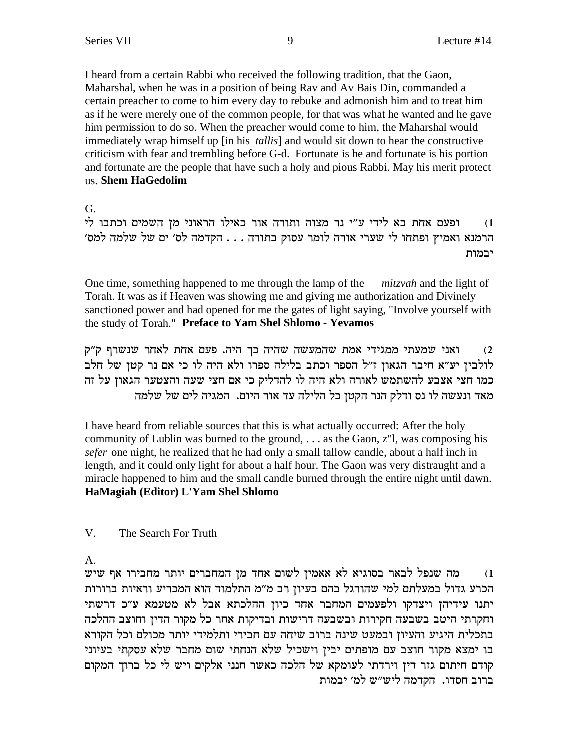I heard from a certain Rabbi who received the following tradition, that the Gaon, Maharshal, when he was in a position of being Rav and Av Bais Din, commanded a certain preacher to come to him every day to rebuke and admonish him and to treat him as if he were merely one of the common people, for that was what he wanted and he gave him permission to do so. When the preacher would come to him, the Maharshal would immediately wrap himself up [in his *tallis*] and would sit down to hear the constructive criticism with fear and trembling before G-d. Fortunate is he and fortunate is his portion and fortunate are the people that have such a holy and pious Rabbi. May his merit protect us. **Shem HaGedolim**

G.

1) ופעם אחת בא לידי ע"י נר מצוה ותורה אור כאילו הראוני מן השמים וכתבו לי הרמנא ואמיץ ופתחו לי שערי אורה לומר עסוק בתורה . . . הקדמה לס' ים של שלמה למס' יבמות

One time, something happened to me through the lamp of the *mitzvah* and the light of Torah. It was as if Heaven was showing me and giving me authorization and Divinely sanctioned power and had opened for me the gates of light saying, "Involve yourself with the study of Torah." **Preface to Yam Shel Shlomo - Yevamos**

2) ואני שמעתי ממגידי אמת שהמעשה שהיה כך היה. פעם אחת לאחר שנשרף ק"ק לולבין יע"א חיבר הגאון ז"ל הספר וכתב בלילה ספרו ולא היה לו כי אם נר קטן של חלב כמו חצי אצבע להשתמש לאורה ולא היה לו להדליק כי אם חצי שעה והצטער הגאון על זה מאד ונעשה לו נס ודלק הנר הקטן כל הלילה עד אור היום. המגיה לים של שלמה

I have heard from reliable sources that this is what actually occurred: After the holy community of Lublin was burned to the ground, . . . as the Gaon, z"l, was composing his *sefer* one night, he realized that he had only a small tallow candle, about a half inch in length, and it could only light for about a half hour. The Gaon was very distraught and a miracle happened to him and the small candle burned through the entire night until dawn. **HaMagiah (Editor) L'Yam Shel Shlomo**

V. The Search For Truth

A.

1) מה שנפל לבאר בסוגיא לא אאמין לשום אחד מן המחברים יותר מחבירו אף שיש הכרע גדול במעלתם למי שהורגל בהם בעיון רב מ"מ התלמוד הוא המכריע וראיות ברורות יתנו עידיהן ויצדקו ולפעמים המחבר אחד כיון ההלכתא אבל לא מטעמא ע"כ דרשתי וחקרתי היטב בשבעה חקירות ובשבעה דרישות ובדיקות אחר כל מקור הדין וחוצב ההלכה בתכלית היגיע והעיון ובמעט שינה ברוב שיחה עם חבירי ותלמידי יותר מכולם וכל הקורא בו ימצא מקור חוצב עם מופתים יבין וישכיל שלא הנחתי שום מחבר שלא עסקתי בעיוני קודם חיתום גזר דין וירדתי לעומקא של הלכה כאשר חנני אלקים ויש לי כל ברוך המקום ברוב חסדו. הקדמה ליש"ש למ' יבמות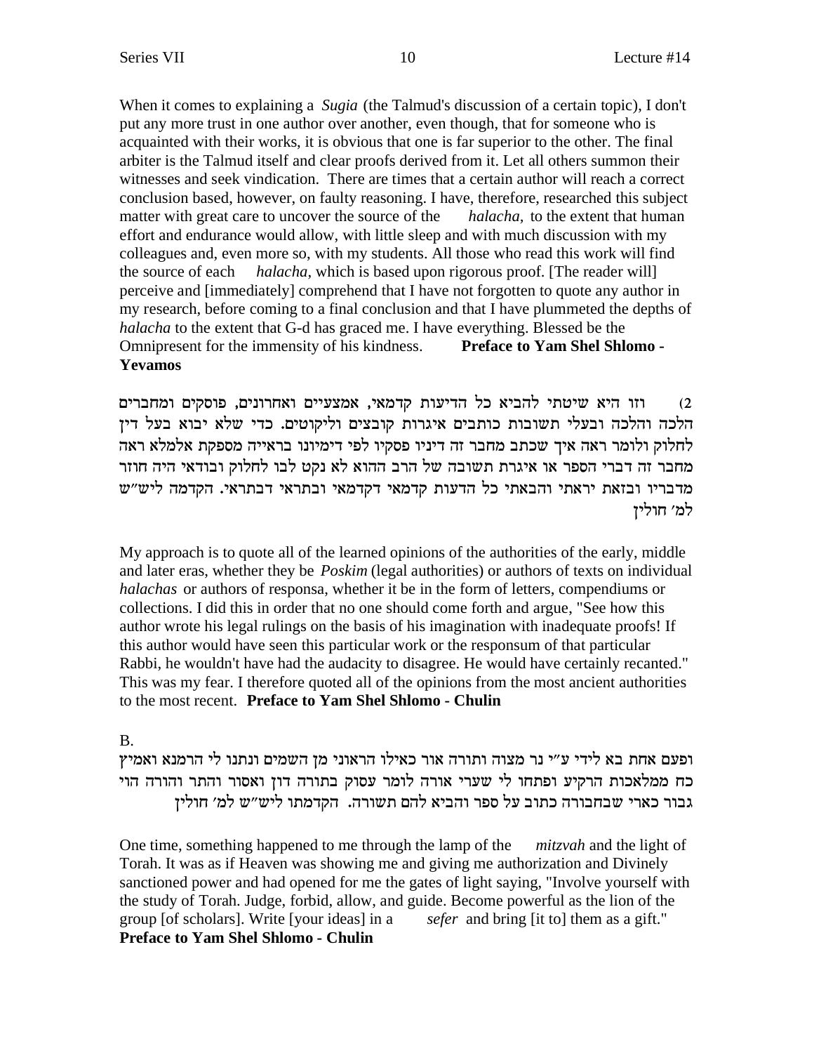When it comes to explaining a *Sugia* (the Talmud's discussion of a certain topic), I don't put any more trust in one author over another, even though, that for someone who is acquainted with their works, it is obvious that one is far superior to the other. The final arbiter is the Talmud itself and clear proofs derived from it. Let all others summon their witnesses and seek vindication. There are times that a certain author will reach a correct conclusion based, however, on faulty reasoning. I have, therefore, researched this subject matter with great care to uncover the source of the *halacha,* to the extent that human effort and endurance would allow, with little sleep and with much discussion with my colleagues and, even more so, with my students. All those who read this work will find the source of each *halacha*, which is based upon rigorous proof. [The reader will] perceive and [immediately] comprehend that I have not forgotten to quote any author in my research, before coming to a final conclusion and that I have plummeted the depths of *halacha* to the extent that G-d has graced me. I have everything. Blessed be the Omnipresent for the immensity of his kindness. **Preface to Yam Shel Shlomo - Yevamos**

2) וזו היא שיטתי להביא כל הדיעות קדמאי, אמצעיים ואחרונים, פוסקים ומחברים הלכה והלכה ובעלי תשובות כותבים איגרות קובצים וליקוטים. כדי שלא יבוא בעל דין לחלוק ולומר ראה איך שכתב מחבר זה דיניו פסקיו לפי דימיונו בראייה מספקת אלמלא ראה מחבר זה דברי הספר או איגרת תשובה של הרב ההוא לא נקט לבו לחלוק ובודאי היה חוזר מדבריו ובזאת יראתי והבאתי כל הדעות קדמאי דקדמאי ובתראי דבתראי. הקדמה ליש"ש למ' חולין

My approach is to quote all of the learned opinions of the authorities of the early, middle and later eras, whether they be *Poskim* (legal authorities) or authors of texts on individual *halachas* or authors of responsa, whether it be in the form of letters, compendiums or collections. I did this in order that no one should come forth and argue, "See how this author wrote his legal rulings on the basis of his imagination with inadequate proofs! If this author would have seen this particular work or the responsum of that particular Rabbi, he wouldn't have had the audacity to disagree. He would have certainly recanted." This was my fear. I therefore quoted all of the opinions from the most ancient authorities to the most recent. **Preface to Yam Shel Shlomo - Chulin**

B.

ופעם אחת בא לידי ע"י נר מצוה ותורה אור כאילו הראוני מן השמים ונתנו לי הרמנא ואמיץ כח ממלאכות הרקיע ופתחו לי שערי אורה לומר עסוק בתורה דון ואסור והתר והורה הוי גבור כארי שבחבורה כתוב על ספר והביא להם תשורה. הקדמתו ליש"ש למ' חולין

One time, something happened to me through the lamp of the *mitzvah* and the light of Torah. It was as if Heaven was showing me and giving me authorization and Divinely sanctioned power and had opened for me the gates of light saying, "Involve yourself with the study of Torah. Judge, forbid, allow, and guide. Become powerful as the lion of the group [of scholars]. Write [your ideas] in a *sefer* and bring [it to] them as a gift." **Preface to Yam Shel Shlomo - Chulin**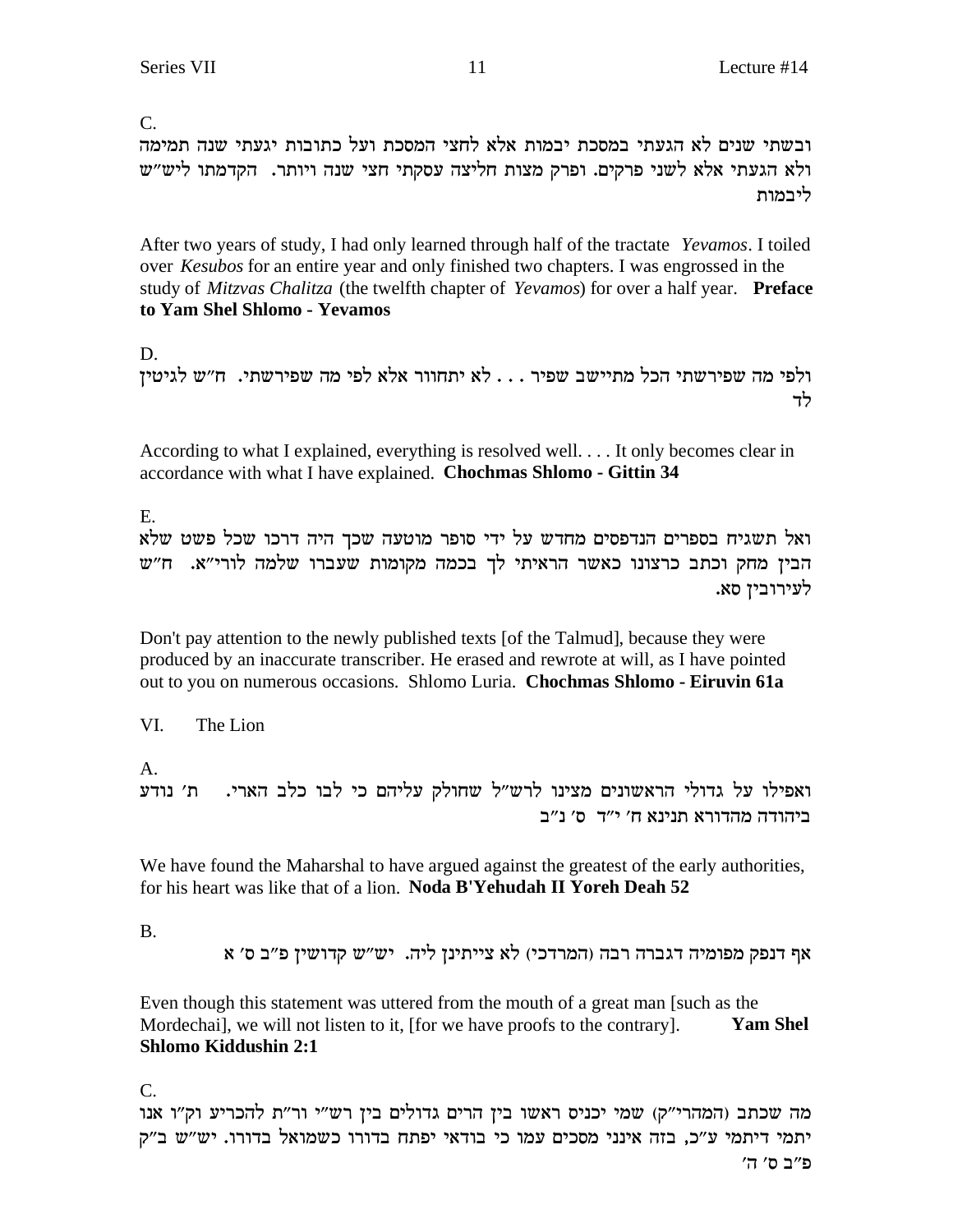C.

ובשתי שנים לא הגעתי במסכת יבמות אלא לחצי המסכת ועל כתובות יגעתי שנה תמימה ולא הגעתי אלא לשני פרקים. ופרק מצות חליצה עסקתי חצי שנה ויותר. הקדמתו ליש״ש ליבמות

After two years of study, I had only learned through half of the tractate *Yevamos*. I toiled over *Kesubos* for an entire year and only finished two chapters. I was engrossed in the study of *Mitzvas Chalitza* (the twelfth chapter of *Yevamos*) for over a half year. **Preface to Yam Shel Shlomo - Yevamos**

D.

ולפי מה שפירשתי הכל מתיישב שפיר . . . לא יתחוור אלא לפי מה שפירשתי. ח״ש לגיטין לד

According to what I explained, everything is resolved well. . . . It only becomes clear in accordance with what I have explained. **Chochmas Shlomo - Gittin 34**

E.

ואל תשגיח בספרים הנדפסים מחדש על ידי סופר מוטעה שכך היה דרכו שכל פשט שלא הבין מחק וכתב כרצונו כאשר הראיתי לך בכמה מקומות שעברו שלמה לורי״א. ח״ש לעירובין סא.

Don't pay attention to the newly published texts [of the Talmud], because they were produced by an inaccurate transcriber. He erased and rewrote at will, as I have pointed out to you on numerous occasions. Shlomo Luria. **Chochmas Shlomo - Eiruvin 61a**

VI. The Lion

A.

ואפילו על גדולי הראשונים מצינו לרש״ל שחולק עליהם כי לבו כלב הארי. ת׳ נודע ביהודה מהדורא תנינא ח׳ י״ד ס׳ נ״ב

We have found the Maharshal to have argued against the greatest of the early authorities, for his heart was like that of a lion. **Noda B'Yehudah II Yoreh Deah 52**

B.

אף דנפק מפומיה דגברה רבה (המרדכי) לא צייתינן ליה. יש״ש קדושין פ״ב ס׳ א

Even though this statement was uttered from the mouth of a great man [such as the Mordechai], we will not listen to it, [for we have proofs to the contrary]. **Yam Shel Shlomo Kiddushin 2:1**

C.

מה שכתב (המהרי״ק) שמי יכניס ראשו בין הרים גדולים בין רש״י ור״ת להכריע וק״ו אנו יתמי דיתמי ע״כ, בזה אינני מסכים עמו כי בודאי יפתח בדורו כשמואל בדורו. יש״ש ב״ק פ״ב ס׳ ה׳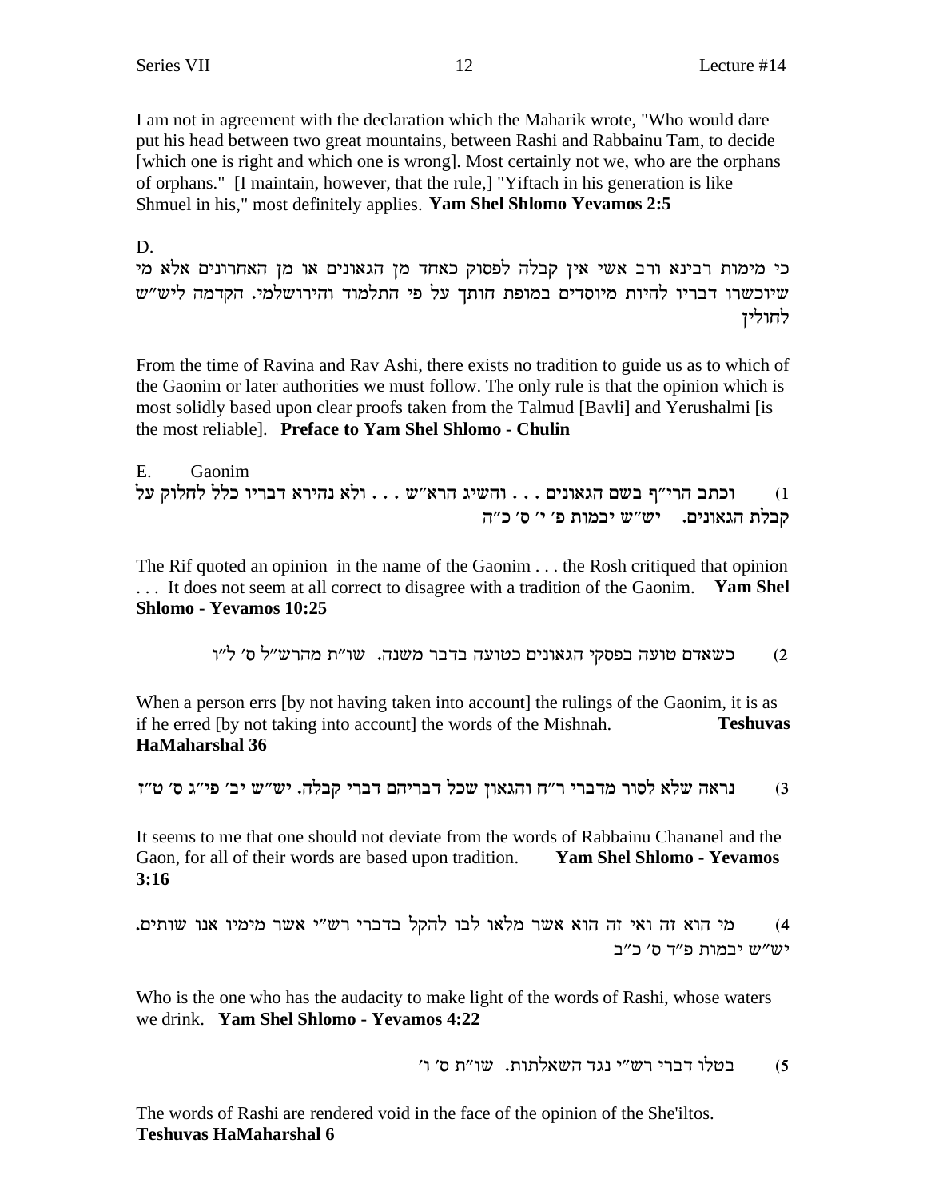I am not in agreement with the declaration which the Maharik wrote, "Who would dare put his head between two great mountains, between Rashi and Rabbainu Tam, to decide [which one is right and which one is wrong]. Most certainly not we, who are the orphans of orphans." [I maintain, however, that the rule,] "Yiftach in his generation is like Shmuel in his," most definitely applies. **Yam Shel Shlomo Yevamos 2:5**

D.

כי מימות רבינא ורב אשי אין קבלה לפסוק כאחד מן הגאונים או מן האחרונים אלא מי שיוכשרו דבריו להיות מיוסדים במופת חותך על פי התלמוד והירושלמי. הקדמה ליש"ש לחולין

From the time of Ravina and Rav Ashi, there exists no tradition to guide us as to which of the Gaonim or later authorities we must follow. The only rule is that the opinion which is most solidly based upon clear proofs taken from the Talmud [Bavli] and Yerushalmi [is the most reliable]. **Preface to Yam Shel Shlomo - Chulin**

E. Gaonim

1) וכתב הרי"ף בשם הגאונים . . . והשיג הרא"ש . . . ולא נהירא דבריו כלל לחלוק על קבלת הגאונים. יש"ש יבמות פ' י' ס' כ"ה

The Rif quoted an opinion in the name of the Gaonim . . . the Rosh critiqued that opinion . . . It does not seem at all correct to disagree with a tradition of the Gaonim. **Yam Shel Shlomo - Yevamos 10:25**

2) כשאדם טועה בפסקי הגאונים כטועה בדבר משנה. שו"ת מהרש"ל ס' ל"ו

When a person errs [by not having taken into account] the rulings of the Gaonim, it is as if he erred [by not taking into account] the words of the Mishnah. **Teshuvas HaMaharshal 36**

3) נראה שלא לסור מדברי ר"ח והגאון שכל דבריהם דברי קבלה. יש"ש יב' פי"ג ס' ט"ז

It seems to me that one should not deviate from the words of Rabbainu Chananel and the Gaon, for all of their words are based upon tradition. **Yam Shel Shlomo - Yevamos 3:16**

4) מי הוא זה ואי זה הוא אשר מלאו לבו להקל בדברי רש"י אשר מימיו אנו שותים. יש"ש יבמות פ"ד ס' כ"ב

Who is the one who has the audacity to make light of the words of Rashi, whose waters we drink. **Yam Shel Shlomo - Yevamos 4:22**

5) בטלו דברי רש"י נגד השאלתות. שו"ת ס' ו'

The words of Rashi are rendered void in the face of the opinion of the She'iltos. **Teshuvas HaMaharshal 6**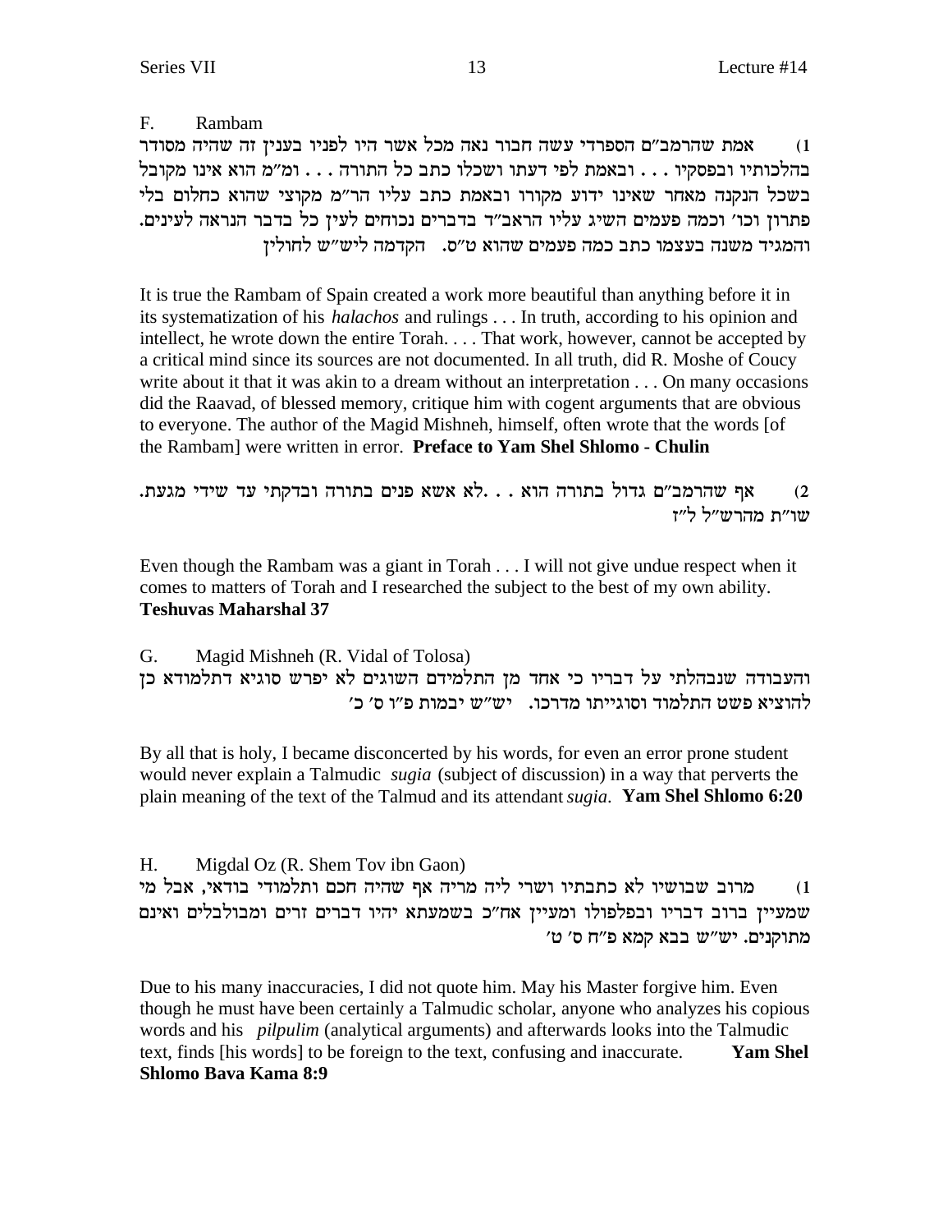F. Rambam

1) אמת שהרמב"ם הספרדי עשה חבור נאה מכל אשר היו לפניו בענין זה שהיה מסודר בהלכותיו ובפסקיו . . . ובאמת לפי דעתו ושכלו כתב כל התורה . . . ומ"מ הוא אינו מקובל בשכל הנקנה מאחר שאינו ידוע מקורו ובאמת כתב עליו הר"מ מקוצי שהוא כחלום בלי פתרון וכו' וכמה פעמים השיג עליו הראב"ד בדברים נכוחים לעין כל בדבר הנראה לעינים. והמגיד משנה בעצמו כתב כמה פעמים שהוא ט"ס. הקדמה ליש"ש לחולין

It is true the Rambam of Spain created a work more beautiful than anything before it in its systematization of his *halachos* and rulings . . . In truth, according to his opinion and intellect, he wrote down the entire Torah. . . . That work, however, cannot be accepted by a critical mind since its sources are not documented. In all truth, did R. Moshe of Coucy write about it that it was akin to a dream without an interpretation . . . On many occasions did the Raavad, of blessed memory, critique him with cogent arguments that are obvious to everyone. The author of the Magid Mishneh, himself, often wrote that the words [of the Rambam] were written in error. **Preface to Yam Shel Shlomo - Chulin**

2) אף שהרמב"ם גדול בתורה הוא . . .לא אשא פנים בתורה ובדקתי עד שידי מגעת. שו"ת מהרש"ל ל"ז

Even though the Rambam was a giant in Torah . . . I will not give undue respect when it comes to matters of Torah and I researched the subject to the best of my own ability. **Teshuvas Maharshal 37**

G. Magid Mishneh (R. Vidal of Tolosa)

והעבודה שנבהלתי על דבריו כי אחד מן התלמידם השוגים לא יפרש סוגיא דתלמודא כן להוציא פשט התלמוד וסוגייתו מדרכו. יש"ש יבמות פ"ו ס' כ'

By all that is holy, I became disconcerted by his words, for even an error prone student would never explain a Talmudic *sugia* (subject of discussion) in a way that perverts the plain meaning of the text of the Talmud and its attendant *sugia*. **Yam Shel Shlomo 6:20**

H. Migdal Oz (R. Shem Tov ibn Gaon)

1) מרוב שבושיו לא כתבתיו ושרי ליה מריה אף שהיה חכם ותלמודי בודאי, אבל מי שמעיין ברוב דבריו ובפלפולו ומעיין אח"כ בשמעתא יהיו דברים זרים ומבולבלים ואינם מתוקנים. יש"ש בבא קמא פ"ח ס' ט'

Due to his many inaccuracies, I did not quote him. May his Master forgive him. Even though he must have been certainly a Talmudic scholar, anyone who analyzes his copious words and his *pilpulim* (analytical arguments) and afterwards looks into the Talmudic text, finds [his words] to be foreign to the text, confusing and inaccurate. **Yam Shel Shlomo Bava Kama 8:9**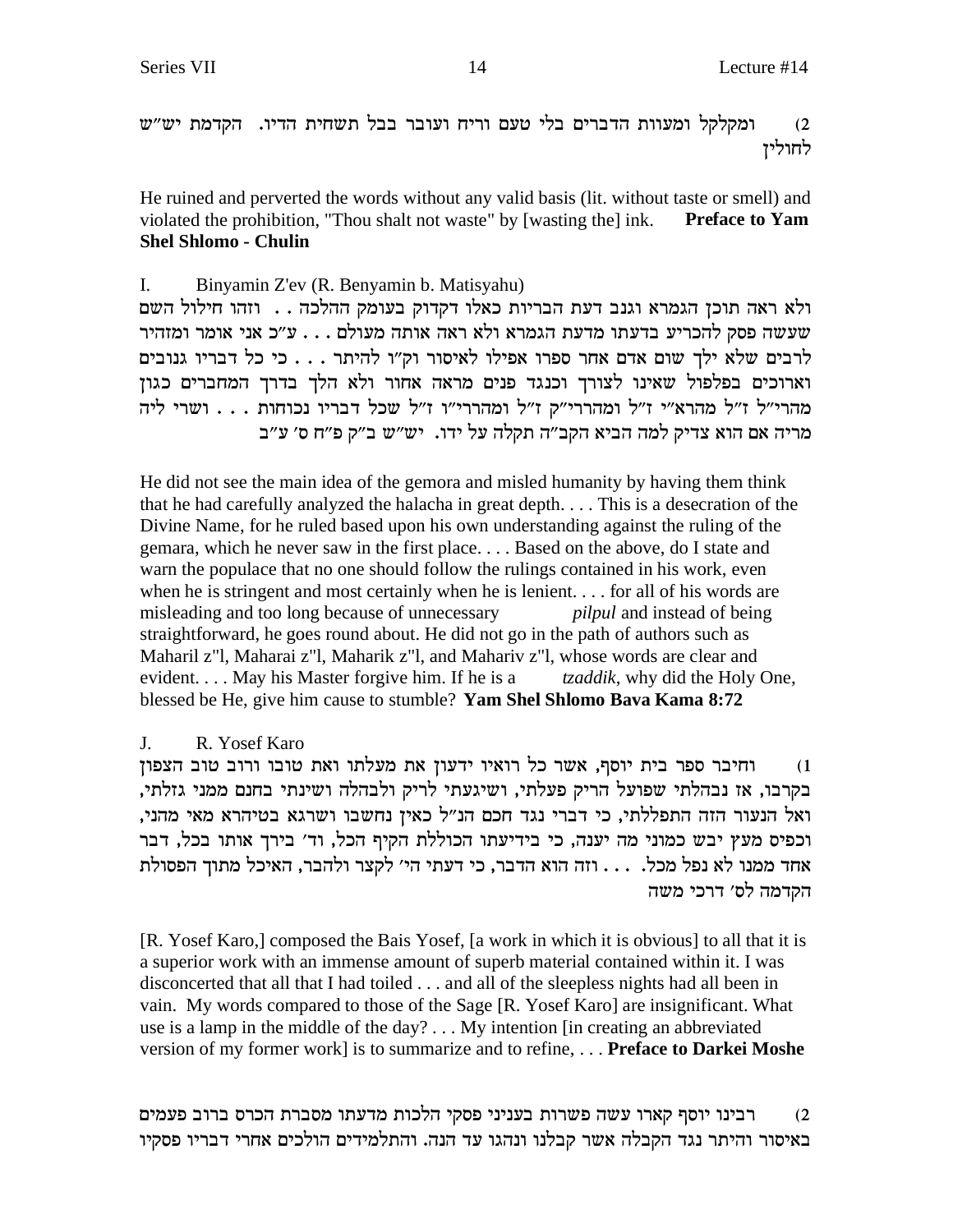2) ומקלקל ומעוות הדברים בלי טעם וריח ועובר בבל תשחית הדיו. הקדמת יש"ש לחולין

He ruined and perverted the words without any valid basis (lit. without taste or smell) and violated the prohibition, "Thou shalt not waste" by [wasting the] ink. **Preface to Yam Shel Shlomo - Chulin**

I. Binyamin Z'ev (R. Benyamin b. Matisyahu)

ולא ראה תוכן הגמרא וגנב דעת הבריות כאלו דקדוק בעומק ההלכה . . וזהו חילול השם שעשה פסק להכריע בדעתו מדעת הגמרא ולא ראה אותה מעולם . . . ע"כ אני אומר ומזהיר לרבים שלא ילך שום אדם אחר ספרו אפילו לאיסור וק"ו להיתר . . . כי כל דבריו גנובים וארוכים בפלפול שאינו לצורך וכנגד פנים מראה אחור ולא הלך בדרך המחברים כגון מהרי"ל ז"ל מהרא"י ז"ל ומהררי"ק ז"ל ומהררי"ו ז"ל שכל דבריו נכוחות . . . ושרי ליה מריה אם הוא צדיק למה הביא הקב"ה תקלה על ידו. יש"ש ב"ק פ"ח ס' ע"ב

He did not see the main idea of the gemora and misled humanity by having them think that he had carefully analyzed the halacha in great depth. . . . This is a desecration of the Divine Name, for he ruled based upon his own understanding against the ruling of the gemara, which he never saw in the first place. . . . Based on the above, do I state and warn the populace that no one should follow the rulings contained in his work, even when he is stringent and most certainly when he is lenient. . . . for all of his words are misleading and too long because of unnecessary *pilpul* and instead of being straightforward, he goes round about. He did not go in the path of authors such as Maharil z"l, Maharai z"l, Maharik z"l, and Mahariv z"l, whose words are clear and evident. . . . May his Master forgive him. If he is a *tzaddik*, why did the Holy One, blessed be He, give him cause to stumble? **Yam Shel Shlomo Bava Kama 8:72**

J. R. Yosef Karo

1) וחיבר ספר בית יוסף, אשר כל רואיו ידעון את מעלתו ואת טובו ורוב טוב הצפון בקרבו, אז נבהלתי שפועל הריק פעלתי, ושיגעתי לריק ולבהלה ושינתי בחנם ממני גזלתי, ואל הנעור הזה התפללתי, כי דברי נגד חכם הנ"ל כאין נחשבו ושרגא בטיהרא מאי מהני, וכפיס מעץ יבש כמוני מה יענה, כי בידיעתו הכוללת הקיף הכל, וד' בירך אותו בכל, דבר אחד ממנו לא נפל מכל. . . . וזה הוא הדבר, כי דעתי הי' לקצר ולהבר, האיכל מתוך הפסולת הקדמה לס' דרכי משה

[R. Yosef Karo,] composed the Bais Yosef, [a work in which it is obvious] to all that it is a superior work with an immense amount of superb material contained within it. I was disconcerted that all that I had toiled . . . and all of the sleepless nights had all been in vain. My words compared to those of the Sage [R. Yosef Karo] are insignificant. What use is a lamp in the middle of the day? . . . My intention [in creating an abbreviated version of my former work] is to summarize and to refine, . . . **Preface to Darkei Moshe**

2) רבינו יוסף קארו עשה פשרות בעניני פסקי הלכות מדעתו מסברת הכרס ברוב פעמים באיסור והיתר נגד הקבלה אשר קבלנו ונהגו עד הנה. והתלמידים הולכים אחרי דבריו פסקיו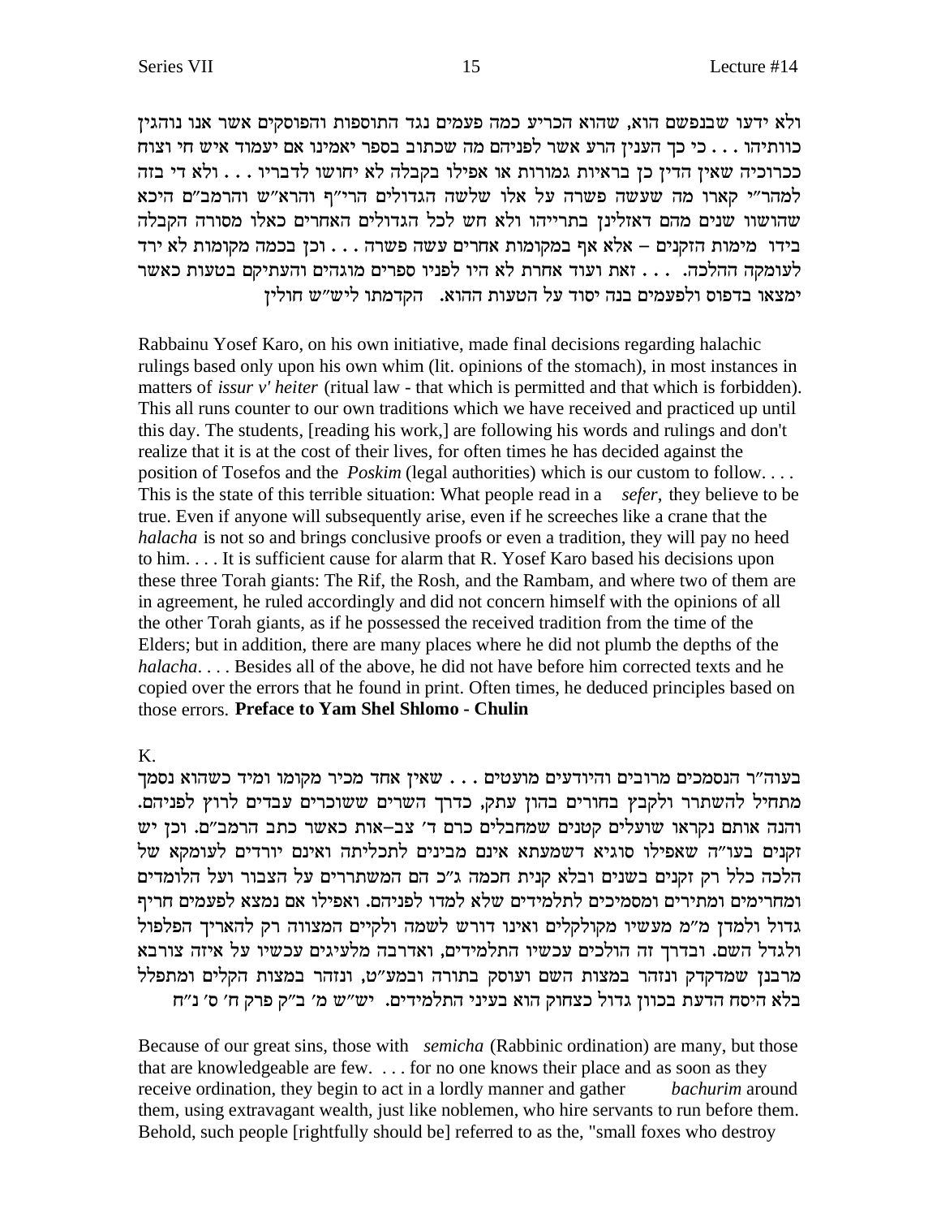ולא ידעו שבנפשם הוא, שהוא הכריע כמה פעמים נגד התוספות והפוסקים אשר אנו נוהגין כוותיהו . . . כי כך הענין הרע אשר לפניהם מה שכתוב בספר יאמינו אם יעמוד איש חי וצוח ככרוכיה שאין הדין כן בראיות גמורות או אפילו בקבלה לא יחושו לדבריו . . . ולא די בזה למהר"י קארו מה שעשה פשרה על אלו שלשה הגדולים הרי"ף והרא"ש והרמב"ם היכא שהושוו שנים מהם דאזלינן בתרייהו ולא חש לכל הגדולים האחרים כאלו מסורה הקבלה בידו מימות הזקנים – אלא אף במקומות אחרים עשה פשרה . . . וכן בכמה מקומות לא ירד לעומקה ההלכה. . . . זאת ועוד אחרת לא היו לפניו ספרים מוגהים והעתיקם בטעות כאשר ימצאו בדפוס ולפעמים בנה יסוד על הטעות ההוא. הקדמתו ליש"ש חולין

Rabbainu Yosef Karo, on his own initiative, made final decisions regarding halachic rulings based only upon his own whim (lit. opinions of the stomach), in most instances in matters of *issur v' heiter* (ritual law - that which is permitted and that which is forbidden). This all runs counter to our own traditions which we have received and practiced up until this day. The students, [reading his work,] are following his words and rulings and don't realize that it is at the cost of their lives, for often times he has decided against the position of Tosefos and the *Poskim* (legal authorities) which is our custom to follow. . . . This is the state of this terrible situation: What people read in a *sefer,* they believe to be true. Even if anyone will subsequently arise, even if he screeches like a crane that the *halacha* is not so and brings conclusive proofs or even a tradition, they will pay no heed to him. . . . It is sufficient cause for alarm that R. Yosef Karo based his decisions upon these three Torah giants: The Rif, the Rosh, and the Rambam, and where two of them are in agreement, he ruled accordingly and did not concern himself with the opinions of all the other Torah giants, as if he possessed the received tradition from the time of the Elders; but in addition, there are many places where he did not plumb the depths of the *halacha*. . . . Besides all of the above, he did not have before him corrected texts and he copied over the errors that he found in print. Often times, he deduced principles based on those errors. **Preface to Yam Shel Shlomo - Chulin**

K.

בעוה"ר הנסמכים מרובים והיודעים מועטים . . . שאין אחד מכיר מקומו ומיד כשהוא נסמך מתחיל להשתרר ולקבץ בחורים בהון עתק, כדרך השרים ששוכרים עבדים לרוץ לפניהם. והנה אותם נקראו שועלים קטנים שמחבלים כרם ד' צב–אות כאשר כתב הרמב"ם. וכן יש זקנים בעו"ה שאפילו סוגיא דשמעתא אינם מבינים לתכליתה ואינם יורדים לעומקא של הלכה כלל רק זקנים בשנים ובלא קנית חכמה ג"כ הם המשתררים על הצבור ועל הלומדים ומחרימים ומתירים ומסמיכים לתלמידים שלא למדו לפניהם. ואפילו אם נמצא לפעמים חריף גדול ולמדן מ"מ מעשיו מקולקלים ואינו דורש לשמה ולקיים המצווה רק להאריך הפלפול ולגדל השם. ובדרך זה הולכים עכשיו התלמידים, ואדרבה מלעיגים עכשיו על איזה צורבא מרבנן שמדקדק ונזהר במצות השם ועוסק בתורה ובמע"ט, ונזהר במצות הקלים ומתפלל בלא היסח הדעת בכוון גדול כצחוק הוא בעיני התלמידים. יש"ש מ' ב"ק פרק ח' ס' נ"ח

Because of our great sins, those with *semicha* (Rabbinic ordination) are many, but those that are knowledgeable are few. . . . for no one knows their place and as soon as they receive ordination, they begin to act in a lordly manner and gather *bachurim* around them, using extravagant wealth, just like noblemen, who hire servants to run before them. Behold, such people [rightfully should be] referred to as the, "small foxes who destroy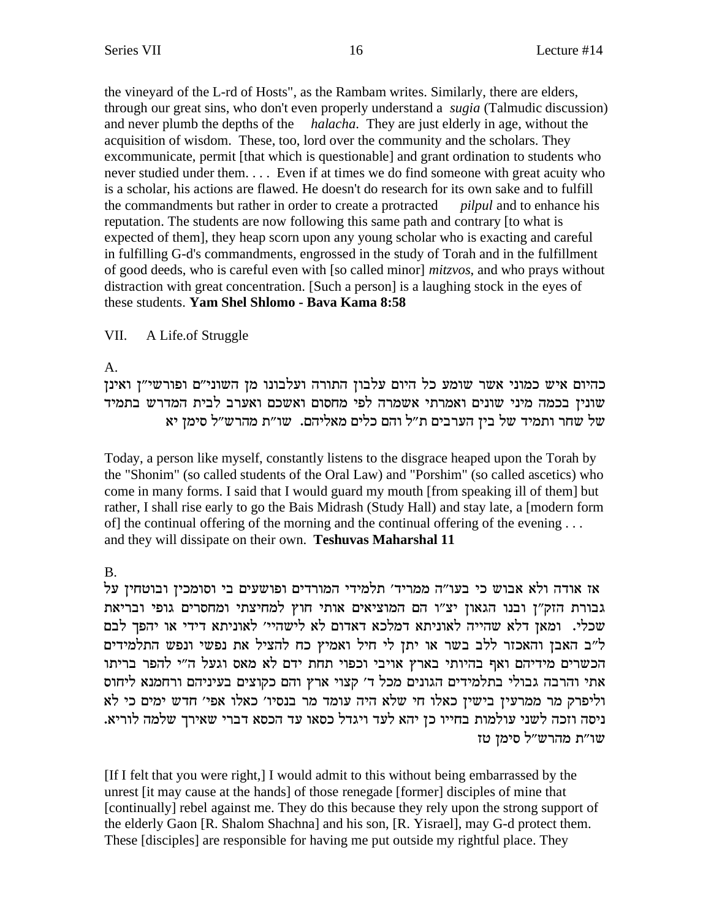the vineyard of the L-rd of Hosts", as the Rambam writes. Similarly, there are elders, through our great sins, who don't even properly understand a *sugia* (Talmudic discussion) and never plumb the depths of the *halacha*. They are just elderly in age, without the acquisition of wisdom. These, too, lord over the community and the scholars. They excommunicate, permit [that which is questionable] and grant ordination to students who never studied under them. . . . Even if at times we do find someone with great acuity who is a scholar, his actions are flawed. He doesn't do research for its own sake and to fulfill the commandments but rather in order to create a protracted *pilpul* and to enhance his reputation. The students are now following this same path and contrary [to what is expected of them], they heap scorn upon any young scholar who is exacting and careful in fulfilling G-d's commandments, engrossed in the study of Torah and in the fulfillment of good deeds, who is careful even with [so called minor] *mitzvos*, and who prays without distraction with great concentration. [Such a person] is a laughing stock in the eyes of these students. **Yam Shel Shlomo - Bava Kama 8:58**

VII. A Life.of Struggle

A.

כהיום איש כמוני אשר שומע כל היום עלבון התורה ועלבונו מן השוני"ם ופורשי"ן ואינן שונין בכמה מיני שונים ואמרתי אשמרה לפי מחסום ואשכם ואערב לבית המדרש בתמיד של שחר ותמיד של בין הערבים ת"ל והם כלים מאליהם. שו"ת מהרש"ל סימן יא

Today, a person like myself, constantly listens to the disgrace heaped upon the Torah by the "Shonim" (so called students of the Oral Law) and "Porshim" (so called ascetics) who come in many forms. I said that I would guard my mouth [from speaking ill of them] but rather, I shall rise early to go the Bais Midrash (Study Hall) and stay late, a [modern form of] the continual offering of the morning and the continual offering of the evening . . . and they will dissipate on their own. **Teshuvas Maharshal 11**

B.

אז אודה ולא אבוש כי בעו"ה ממריד' תלמידי המורדים ופושעים בי וסומכין ובוטחין על גבורת הזק"ן ובנו הגאון יצ"ו הם המוציאים אותי חוץ למחיצתי ומחסרים גופי ובריאת שכלי. ומאן דלא שהייה לאוניתא דמלכא דאדום לא לישהיי' לאוניתא דידי או יהפך לבם ל"ב האבן והאכזר ללב בשר או יתן לי חיל ואמיץ כח להציל את נפשי ונפש התלמידים הכשרים מידיהם ואף בהיותי בארץ אויבי וכפוי תחת ידם לא מאס וגעל ה"י להפר בריתו אתי והרבה גבולי בתלמידים הגונים מכל ד' קצוי ארץ והם כקוצים בעיניהם ורחמנא ליחוס וליפרק מר ממרעין בישין כאלו חי שלא היה עומד מר בנסיו' כאלו אפי' חדש ימים כי לא ניסה וזכה לשני עולמות בחייו כן יהא לעד ויגדל כסאו עד הכסא דברי שאירך שלמה לוריא. שו"ת מהרש"ל סימן טז

[If I felt that you were right,] I would admit to this without being embarrassed by the unrest [it may cause at the hands] of those renegade [former] disciples of mine that [continually] rebel against me. They do this because they rely upon the strong support of the elderly Gaon [R. Shalom Shachna] and his son, [R. Yisrael], may G-d protect them. These [disciples] are responsible for having me put outside my rightful place. They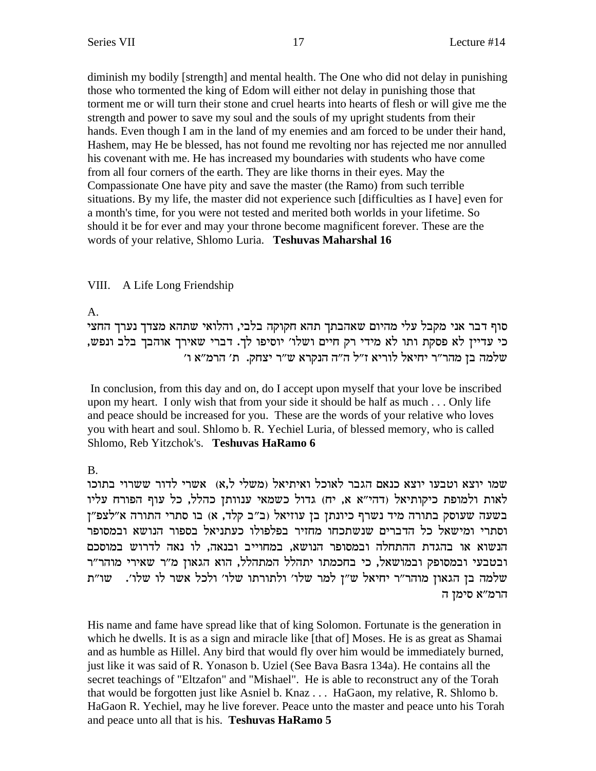diminish my bodily [strength] and mental health. The One who did not delay in punishing those who tormented the king of Edom will either not delay in punishing those that torment me or will turn their stone and cruel hearts into hearts of flesh or will give me the strength and power to save my soul and the souls of my upright students from their hands. Even though I am in the land of my enemies and am forced to be under their hand, Hashem, may He be blessed, has not found me revolting nor has rejected me nor annulled his covenant with me. He has increased my boundaries with students who have come from all four corners of the earth. They are like thorns in their eyes. May the Compassionate One have pity and save the master (the Ramo) from such terrible situations. By my life, the master did not experience such [difficulties as I have] even for a month's time, for you were not tested and merited both worlds in your lifetime. So should it be for ever and may your throne become magnificent forever. These are the words of your relative, Shlomo Luria. **Teshuvas Maharshal 16**

## VIII. A Life Long Friendship

A.

סוף דבר אני מקבל עלי מהיום שאהבתך תהא חקוקה בלבי, והלואי שתהא מצדך נערך החצי כי עדיין לא פסקת ותו לא מידי רק חיים ושלו' יוסיפו לך. דברי שאירך אוהבך בלב ונפש, שלמה בן מהר"ר יחיאל לוריא ז"ל ה"ה הנקרא ש"ר יצחק. ת' הרמ"א ו'

In conclusion, from this day and on, do I accept upon myself that your love be inscribed upon my heart. I only wish that from your side it should be half as much . . . Only life and peace should be increased for you. These are the words of your relative who loves you with heart and soul. Shlomo b. R. Yechiel Luria, of blessed memory, who is called Shlomo, Reb Yitzchok's. **Teshuvas HaRamo 6**

B.

שמו יוצא וטבעו יוצא כנאם הגבר לאוכל ואיתיאל (משלי ל,א) אשרי לדור ששרוי בתוכו לאות ולמופת כיקותיאל (דהי"א א, יח) גדול כשמאי ענוותן כהלל, כל עוף הפורח עליו בשעה שעוסק בתורה מיד נשרף כיונתן בן עוזיאל (ב"ב קלד, א) בו סתרי התורה א"לצפ"ן וסתרי ומישאל כל הדברים שנשתכחו מחזיר בפלפולו כעתניאל בספור הנושא ובמסופר הנשוא או בהגדת ההתחלה ובמסופר הנושא, במחוייב ובנאה, לו נאה לדרוש במוסכם ובטבעי ובמסופק ובמושאל, כי בחכמתו יתהלל המתהלל, הוא הגאון מ"ר שאירי מוהר"ר שלמה בן הגאון מוהר"ר יחיאל ש"ן למר שלו' ולתורתו שלו' ולכל אשר לו שלו'. שו"ת הרמ"א סימן ה

His name and fame have spread like that of king Solomon. Fortunate is the generation in which he dwells. It is as a sign and miracle like [that of] Moses. He is as great as Shamai and as humble as Hillel. Any bird that would fly over him would be immediately burned, just like it was said of R. Yonason b. Uziel (See Bava Basra 134a). He contains all the secret teachings of "Eltzafon" and "Mishael". He is able to reconstruct any of the Torah that would be forgotten just like Asniel b. Knaz . . . HaGaon, my relative, R. Shlomo b. HaGaon R. Yechiel, may he live forever. Peace unto the master and peace unto his Torah and peace unto all that is his. **Teshuvas HaRamo 5**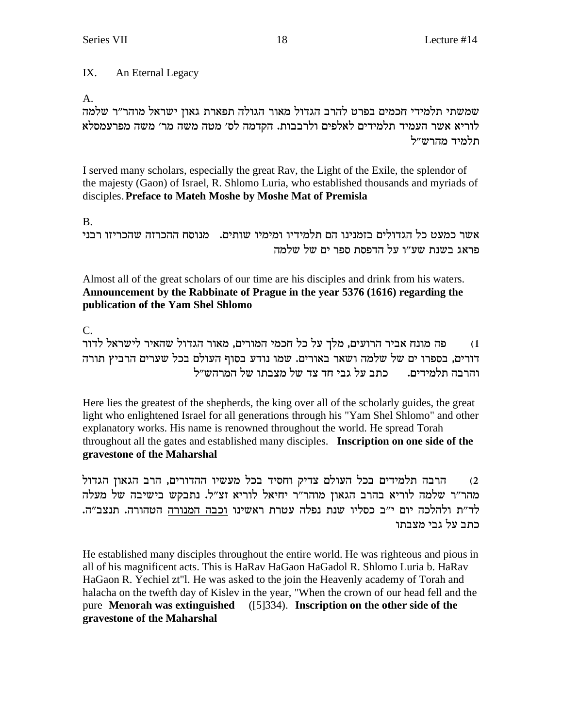IX. An Eternal Legacy

A.

שמשתי תלמידי חכמים בפרט להרב הגדול מאור הגולה תפארת גאון ישראל מוהר״ר שלמה לוריא אשר העמיד תלמידים לאלפים ולרבבות. הקדמה לס׳ מטה משה מר׳ משה מפרעמסלא תלמיד מהרש״ל

I served many scholars, especially the great Rav, the Light of the Exile, the splendor of the majesty (Gaon) of Israel, R. Shlomo Luria, who established thousands and myriads of disciples. **Preface to Mateh Moshe by Moshe Mat of Premisla**

B.

אשר כמעט כל הגדולים בזמנינו הם תלמידיו ומימיו שותים. מנוסח ההכרזה שהכריזו רבני פראג בשנת שע״ו על הדפסת ספר ים של שלמה

Almost all of the great scholars of our time are his disciples and drink from his waters. **Announcement by the Rabbinate of Prague in the year 5376 (1616) regarding the publication of the Yam Shel Shlomo**

C.

1) פה מונח אביר הרועים, מלך על כל חכמי המורים, מאור הגדול שהאיר לישראל לדור דורים, בספרו ים של שלמה ושאר באורים. שמו נודע בסוף העולם בכל שערים הרביץ תורה והרבה תלמידים. כתב על גבי חד צד של מצבתו של המרהש״ל

Here lies the greatest of the shepherds, the king over all of the scholarly guides, the great light who enlightened Israel for all generations through his "Yam Shel Shlomo" and other explanatory works. His name is renowned throughout the world. He spread Torah throughout all the gates and established many disciples. **Inscription on one side of the gravestone of the Maharshal**

2) הרבה תלמידים בכל העולם צדיק וחסיד בכל מעשיו ההדורים, הרב הגאון הגדול מהר״ר שלמה לוריא בהרב הגאון מוהר״ר יחיאל לוריא זצ״ל. נתבקש בישיבה של מעלה לד״ת ולהלכה יום י״ב כסליו שנת נפלה עטרת ראשינו <u>וכבה המנורה</u> הטהורה. תנצב״ה. כתב על גבי מצבתו

He established many disciples throughout the entire world. He was righteous and pious in all of his magnificent acts. This is HaRav HaGaon HaGadol R. Shlomo Luria b. HaRav HaGaon R. Yechiel zt"l. He was asked to the join the Heavenly academy of Torah and halacha on the twefth day of Kislev in the year, "When the crown of our head fell and the pure **Menorah was extinguished** ([5]334). **Inscription on the other side of the gravestone of the Maharshal**